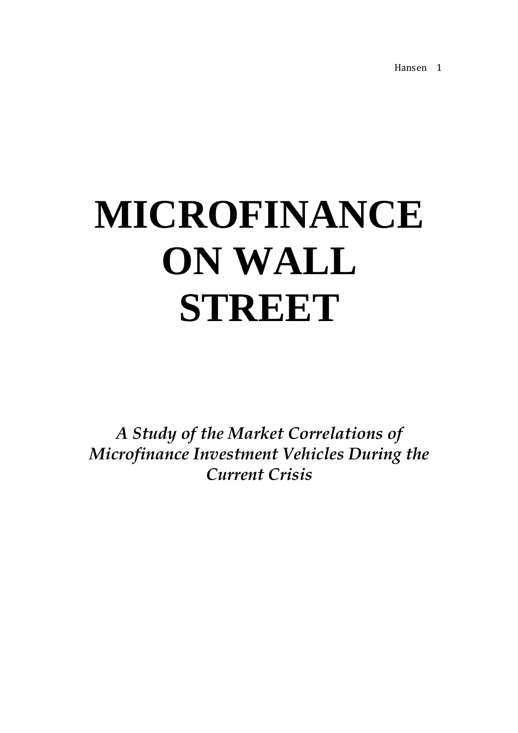# MICROFINANCE ON WALL STREET

*A Study of the Market Correlations of Microfinance Investment Vehicles During the Current Crisis*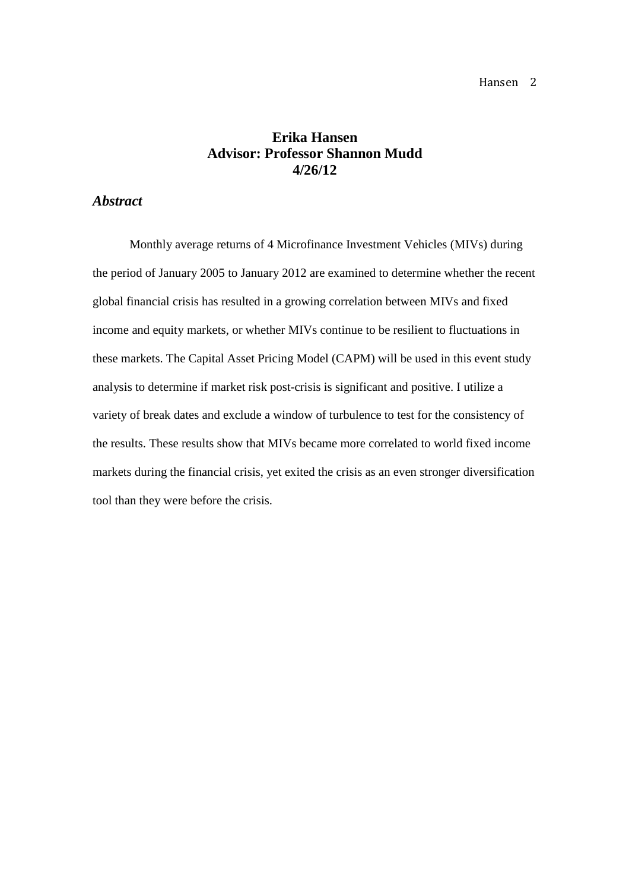**Erika Hansen**
**Advisor: Professor Shannon Mudd**
**4/26/12**

## *Abstract*

Monthly average returns of 4 Microfinance Investment Vehicles (MIVs) during the period of January 2005 to January 2012 are examined to determine whether the recent global financial crisis has resulted in a growing correlation between MIVs and fixed income and equity markets, or whether MIVs continue to be resilient to fluctuations in these markets. The Capital Asset Pricing Model (CAPM) will be used in this event study analysis to determine if market risk post-crisis is significant and positive. I utilize a variety of break dates and exclude a window of turbulence to test for the consistency of the results. These results show that MIVs became more correlated to world fixed income markets during the financial crisis, yet exited the crisis as an even stronger diversification tool than they were before the crisis.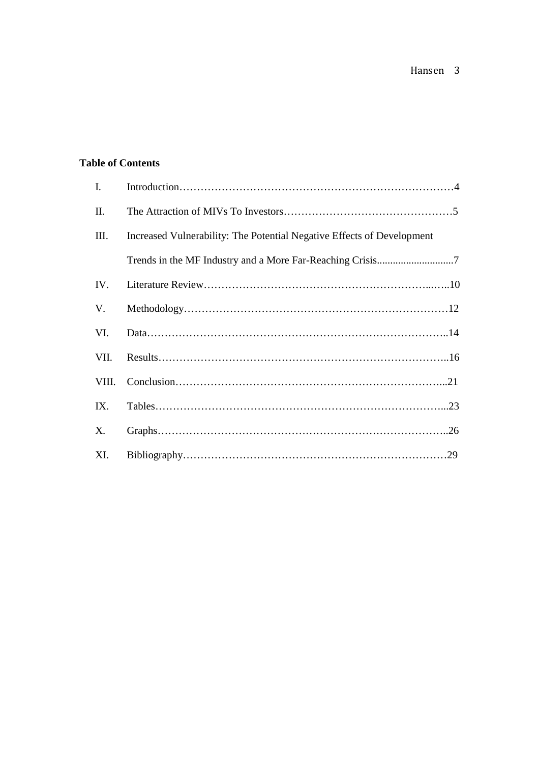**Table of Contents**

| | | |
|---|---|---|
| I. | Introduction | 4 |
| II. | The Attraction of MIVs To Investors | 5 |
| III. | Increased Vulnerability: The Potential Negative Effects of Development Trends in the MF Industry and a More Far-Reaching Crisis | 7 |
| IV. | Literature Review | 10 |
| V. | Methodology | 12 |
| VI. | Data | 14 |
| VII. | Results | 16 |
| VIII. | Conclusion | 21 |
| IX. | Tables | 23 |
| X. | Graphs | 26 |
| XI. | Bibliography | 29 |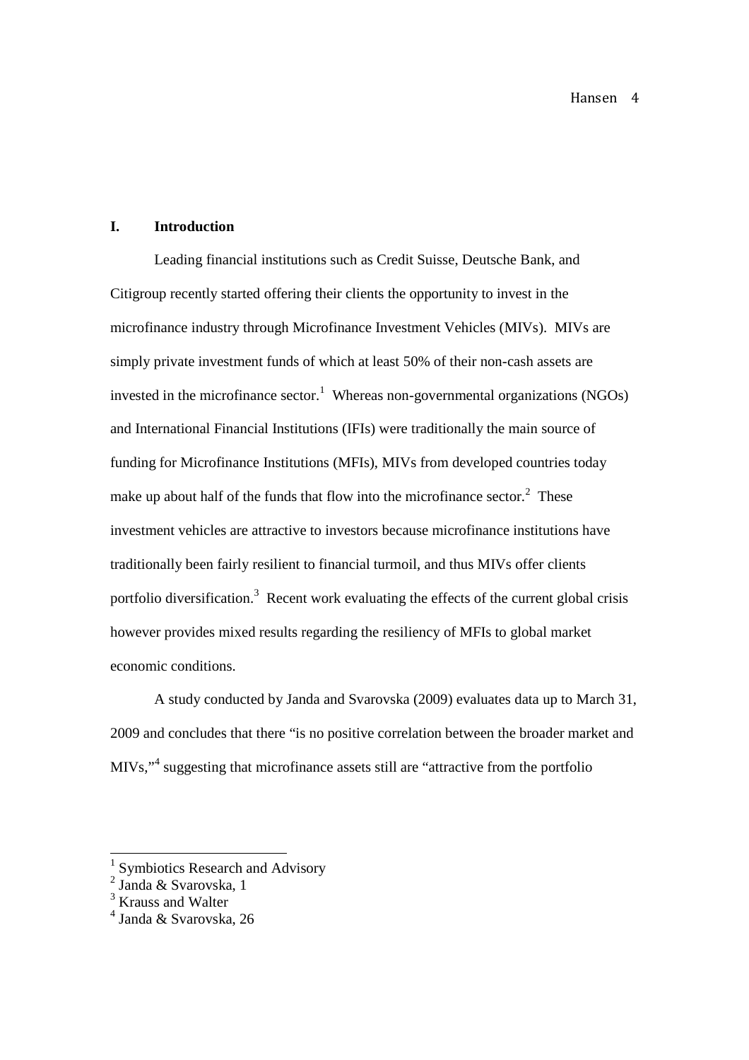## I. Introduction

Leading financial institutions such as Credit Suisse, Deutsche Bank, and Citigroup recently started offering their clients the opportunity to invest in the microfinance industry through Microfinance Investment Vehicles (MIVs). MIVs are simply private investment funds of which at least 50% of their non-cash assets are invested in the microfinance sector.[1] Whereas non-governmental organizations (NGOs) and International Financial Institutions (IFIs) were traditionally the main source of funding for Microfinance Institutions (MFIs), MIVs from developed countries today make up about half of the funds that flow into the microfinance sector.[2] These investment vehicles are attractive to investors because microfinance institutions have traditionally been fairly resilient to financial turmoil, and thus MIVs offer clients portfolio diversification.[3] Recent work evaluating the effects of the current global crisis however provides mixed results regarding the resiliency of MFIs to global market economic conditions.

A study conducted by Janda and Svarovska (2009) evaluates data up to March 31, 2009 and concludes that there "is no positive correlation between the broader market and MIVs,"[4] suggesting that microfinance assets still are "attractive from the portfolio

---

[1] Symbiotics Research and Advisory
[2] Janda & Svarovska, 1
[3] Krauss and Walter
[4] Janda & Svarovska, 26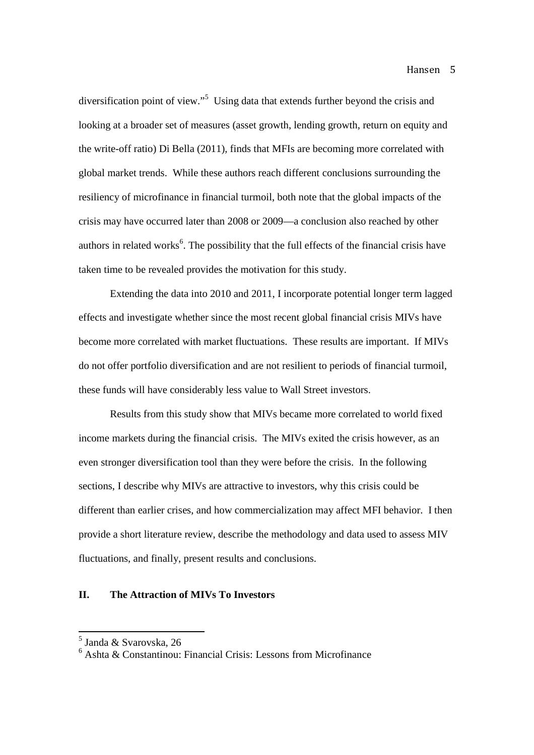diversification point of view."[5] Using data that extends further beyond the crisis and looking at a broader set of measures (asset growth, lending growth, return on equity and the write-off ratio) Di Bella (2011), finds that MFIs are becoming more correlated with global market trends. While these authors reach different conclusions surrounding the resiliency of microfinance in financial turmoil, both note that the global impacts of the crisis may have occurred later than 2008 or 2009—a conclusion also reached by other authors in related works[6]. The possibility that the full effects of the financial crisis have taken time to be revealed provides the motivation for this study.

Extending the data into 2010 and 2011, I incorporate potential longer term lagged effects and investigate whether since the most recent global financial crisis MIVs have become more correlated with market fluctuations. These results are important. If MIVs do not offer portfolio diversification and are not resilient to periods of financial turmoil, these funds will have considerably less value to Wall Street investors.

Results from this study show that MIVs became more correlated to world fixed income markets during the financial crisis. The MIVs exited the crisis however, as an even stronger diversification tool than they were before the crisis. In the following sections, I describe why MIVs are attractive to investors, why this crisis could be different than earlier crises, and how commercialization may affect MFI behavior. I then provide a short literature review, describe the methodology and data used to assess MIV fluctuations, and finally, present results and conclusions.

## II. The Attraction of MIVs To Investors

---

[5] Janda & Svarovska, 26

[6] Ashta & Constantinou: Financial Crisis: Lessons from Microfinance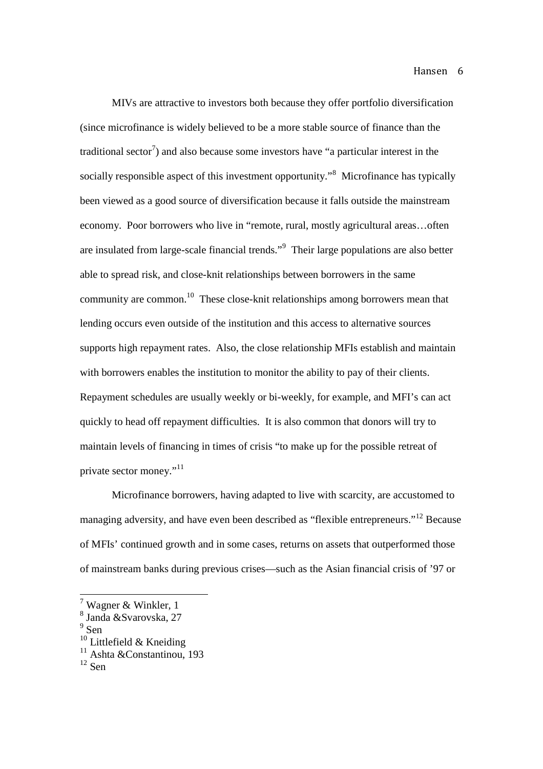MIVs are attractive to investors both because they offer portfolio diversification (since microfinance is widely believed to be a more stable source of finance than the traditional sector[7]) and also because some investors have "a particular interest in the socially responsible aspect of this investment opportunity."[8] Microfinance has typically been viewed as a good source of diversification because it falls outside the mainstream economy. Poor borrowers who live in "remote, rural, mostly agricultural areas…often are insulated from large-scale financial trends."[9] Their large populations are also better able to spread risk, and close-knit relationships between borrowers in the same community are common.[10] These close-knit relationships among borrowers mean that lending occurs even outside of the institution and this access to alternative sources supports high repayment rates. Also, the close relationship MFIs establish and maintain with borrowers enables the institution to monitor the ability to pay of their clients. Repayment schedules are usually weekly or bi-weekly, for example, and MFI's can act quickly to head off repayment difficulties. It is also common that donors will try to maintain levels of financing in times of crisis "to make up for the possible retreat of private sector money."[11]

Microfinance borrowers, having adapted to live with scarcity, are accustomed to managing adversity, and have even been described as "flexible entrepreneurs."[12] Because of MFIs' continued growth and in some cases, returns on assets that outperformed those of mainstream banks during previous crises—such as the Asian financial crisis of '97 or

---

[7] Wagner & Winkler, 1

[8] Janda &Svarovska, 27

[9] Sen

[10] Littlefield & Kneiding

[11] Ashta &Constantinou, 193

[12] Sen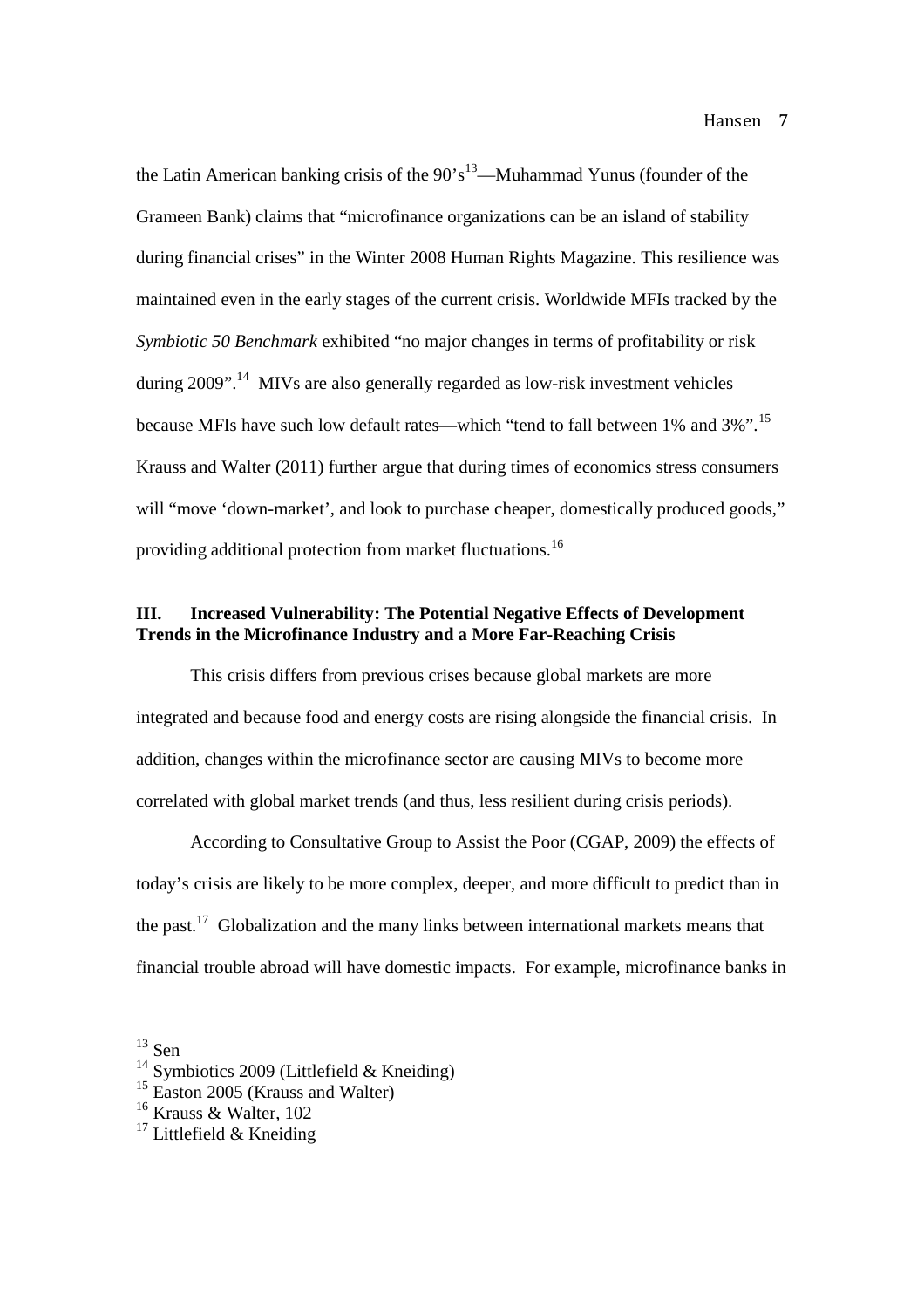the Latin American banking crisis of the 90's[13]—Muhammad Yunus (founder of the Grameen Bank) claims that "microfinance organizations can be an island of stability during financial crises" in the Winter 2008 Human Rights Magazine. This resilience was maintained even in the early stages of the current crisis. Worldwide MFIs tracked by the *Symbiotic 50 Benchmark* exhibited "no major changes in terms of profitability or risk during 2009".[14] MIVs are also generally regarded as low-risk investment vehicles because MFIs have such low default rates—which "tend to fall between 1% and 3%".[15] Krauss and Walter (2011) further argue that during times of economics stress consumers will "move 'down-market', and look to purchase cheaper, domestically produced goods," providing additional protection from market fluctuations.[16]

## III. Increased Vulnerability: The Potential Negative Effects of Development Trends in the Microfinance Industry and a More Far-Reaching Crisis

This crisis differs from previous crises because global markets are more integrated and because food and energy costs are rising alongside the financial crisis. In addition, changes within the microfinance sector are causing MIVs to become more correlated with global market trends (and thus, less resilient during crisis periods).

According to Consultative Group to Assist the Poor (CGAP, 2009) the effects of today's crisis are likely to be more complex, deeper, and more difficult to predict than in the past.[17] Globalization and the many links between international markets means that financial trouble abroad will have domestic impacts. For example, microfinance banks in

---

[13] Sen

[14] Symbiotics 2009 (Littlefield & Kneiding)

[15] Easton 2005 (Krauss and Walter)

[16] Krauss & Walter, 102

[17] Littlefield & Kneiding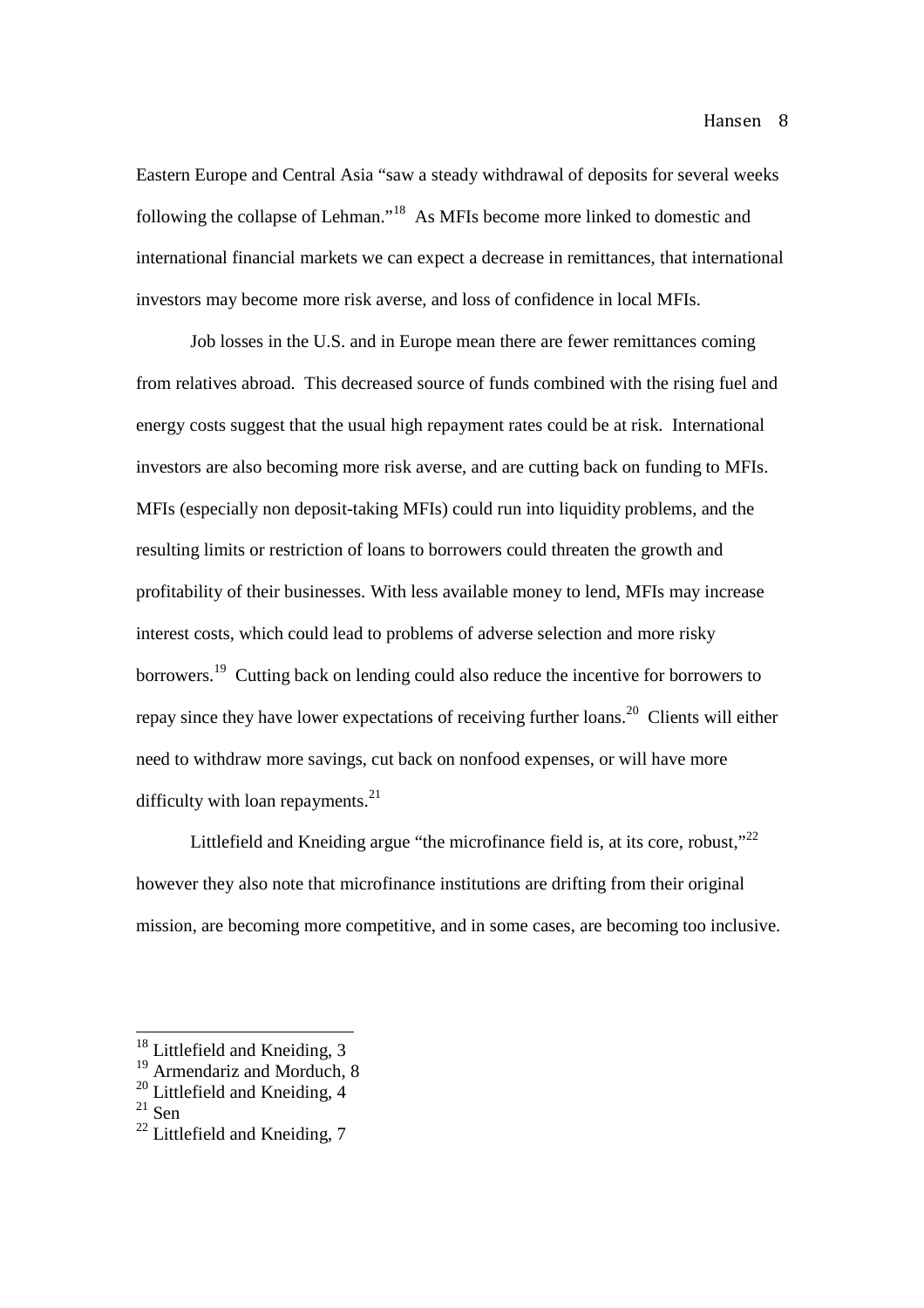Eastern Europe and Central Asia "saw a steady withdrawal of deposits for several weeks following the collapse of Lehman."[18] As MFIs become more linked to domestic and international financial markets we can expect a decrease in remittances, that international investors may become more risk averse, and loss of confidence in local MFIs.

Job losses in the U.S. and in Europe mean there are fewer remittances coming from relatives abroad. This decreased source of funds combined with the rising fuel and energy costs suggest that the usual high repayment rates could be at risk. International investors are also becoming more risk averse, and are cutting back on funding to MFIs. MFIs (especially non deposit-taking MFIs) could run into liquidity problems, and the resulting limits or restriction of loans to borrowers could threaten the growth and profitability of their businesses. With less available money to lend, MFIs may increase interest costs, which could lead to problems of adverse selection and more risky borrowers.[19] Cutting back on lending could also reduce the incentive for borrowers to repay since they have lower expectations of receiving further loans.[20] Clients will either need to withdraw more savings, cut back on nonfood expenses, or will have more difficulty with loan repayments.[21]

Littlefield and Kneiding argue "the microfinance field is, at its core, robust,"[22] however they also note that microfinance institutions are drifting from their original mission, are becoming more competitive, and in some cases, are becoming too inclusive.

---

[18] Littlefield and Kneiding, 3

[19] Armendariz and Morduch, 8

[20] Littlefield and Kneiding, 4

[21] Sen

[22] Littlefield and Kneiding, 7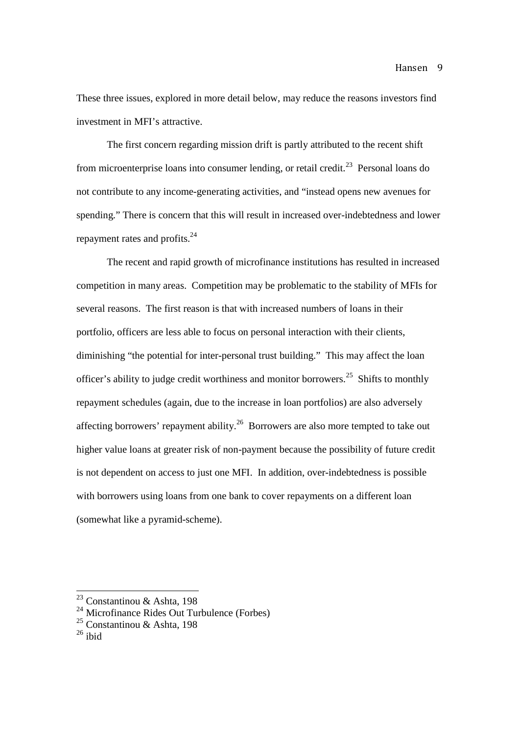These three issues, explored in more detail below, may reduce the reasons investors find investment in MFI's attractive.

The first concern regarding mission drift is partly attributed to the recent shift from microenterprise loans into consumer lending, or retail credit.[23] Personal loans do not contribute to any income-generating activities, and "instead opens new avenues for spending." There is concern that this will result in increased over-indebtedness and lower repayment rates and profits.[24]

The recent and rapid growth of microfinance institutions has resulted in increased competition in many areas. Competition may be problematic to the stability of MFIs for several reasons. The first reason is that with increased numbers of loans in their portfolio, officers are less able to focus on personal interaction with their clients, diminishing "the potential for inter-personal trust building." This may affect the loan officer's ability to judge credit worthiness and monitor borrowers.[25] Shifts to monthly repayment schedules (again, due to the increase in loan portfolios) are also adversely affecting borrowers' repayment ability.[26] Borrowers are also more tempted to take out higher value loans at greater risk of non-payment because the possibility of future credit is not dependent on access to just one MFI. In addition, over-indebtedness is possible with borrowers using loans from one bank to cover repayments on a different loan (somewhat like a pyramid-scheme).

---

[23] Constantinou & Ashta, 198
[24] Microfinance Rides Out Turbulence (Forbes)
[25] Constantinou & Ashta, 198
[26] ibid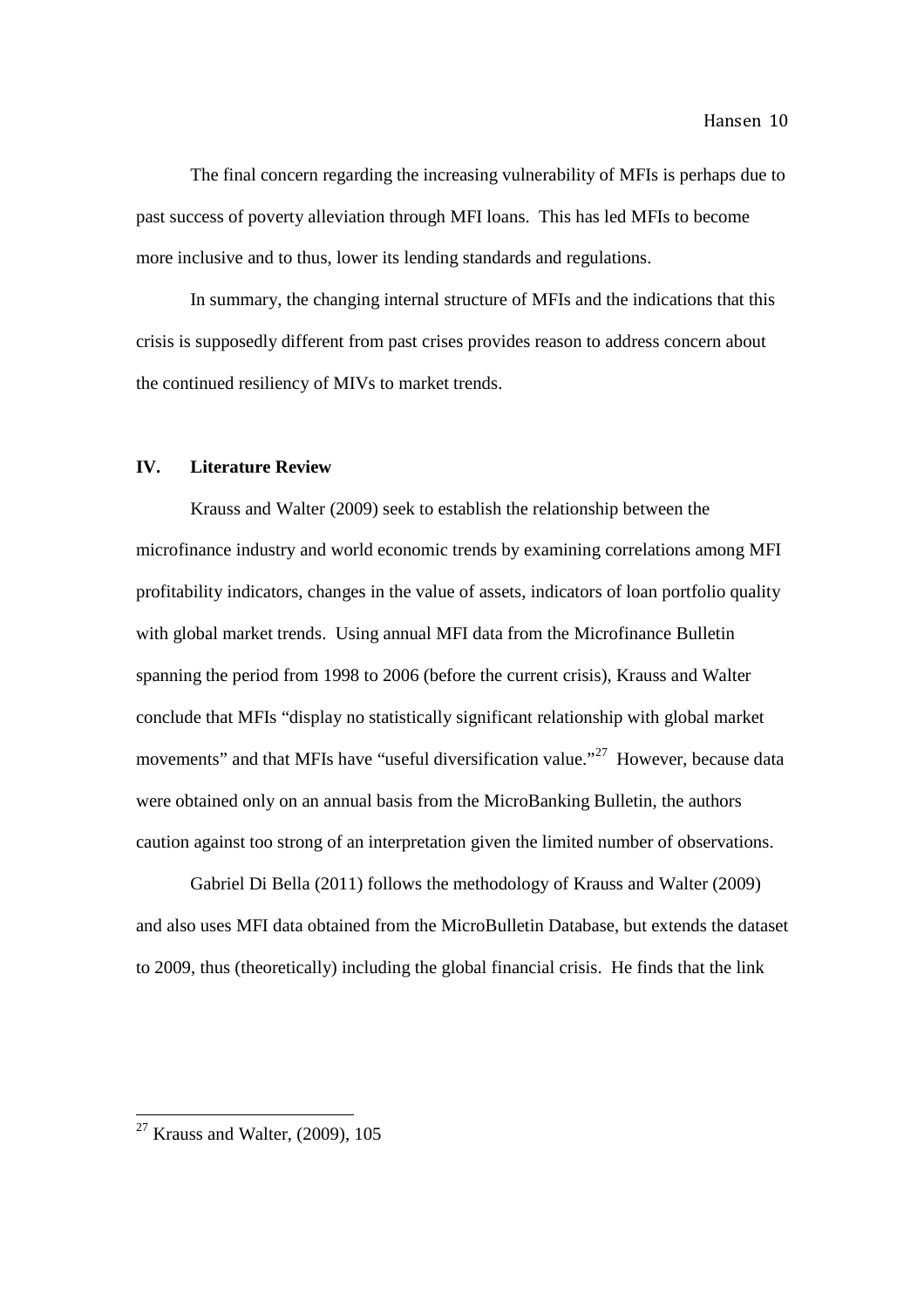The final concern regarding the increasing vulnerability of MFIs is perhaps due to past success of poverty alleviation through MFI loans. This has led MFIs to become more inclusive and to thus, lower its lending standards and regulations.

In summary, the changing internal structure of MFIs and the indications that this crisis is supposedly different from past crises provides reason to address concern about the continued resiliency of MIVs to market trends.

## IV. Literature Review

Krauss and Walter (2009) seek to establish the relationship between the microfinance industry and world economic trends by examining correlations among MFI profitability indicators, changes in the value of assets, indicators of loan portfolio quality with global market trends. Using annual MFI data from the Microfinance Bulletin spanning the period from 1998 to 2006 (before the current crisis), Krauss and Walter conclude that MFIs "display no statistically significant relationship with global market movements" and that MFIs have "useful diversification value."[27] However, because data were obtained only on an annual basis from the MicroBanking Bulletin, the authors caution against too strong of an interpretation given the limited number of observations.

Gabriel Di Bella (2011) follows the methodology of Krauss and Walter (2009) and also uses MFI data obtained from the MicroBulletin Database, but extends the dataset to 2009, thus (theoretically) including the global financial crisis. He finds that the link

---

[27] Krauss and Walter, (2009), 105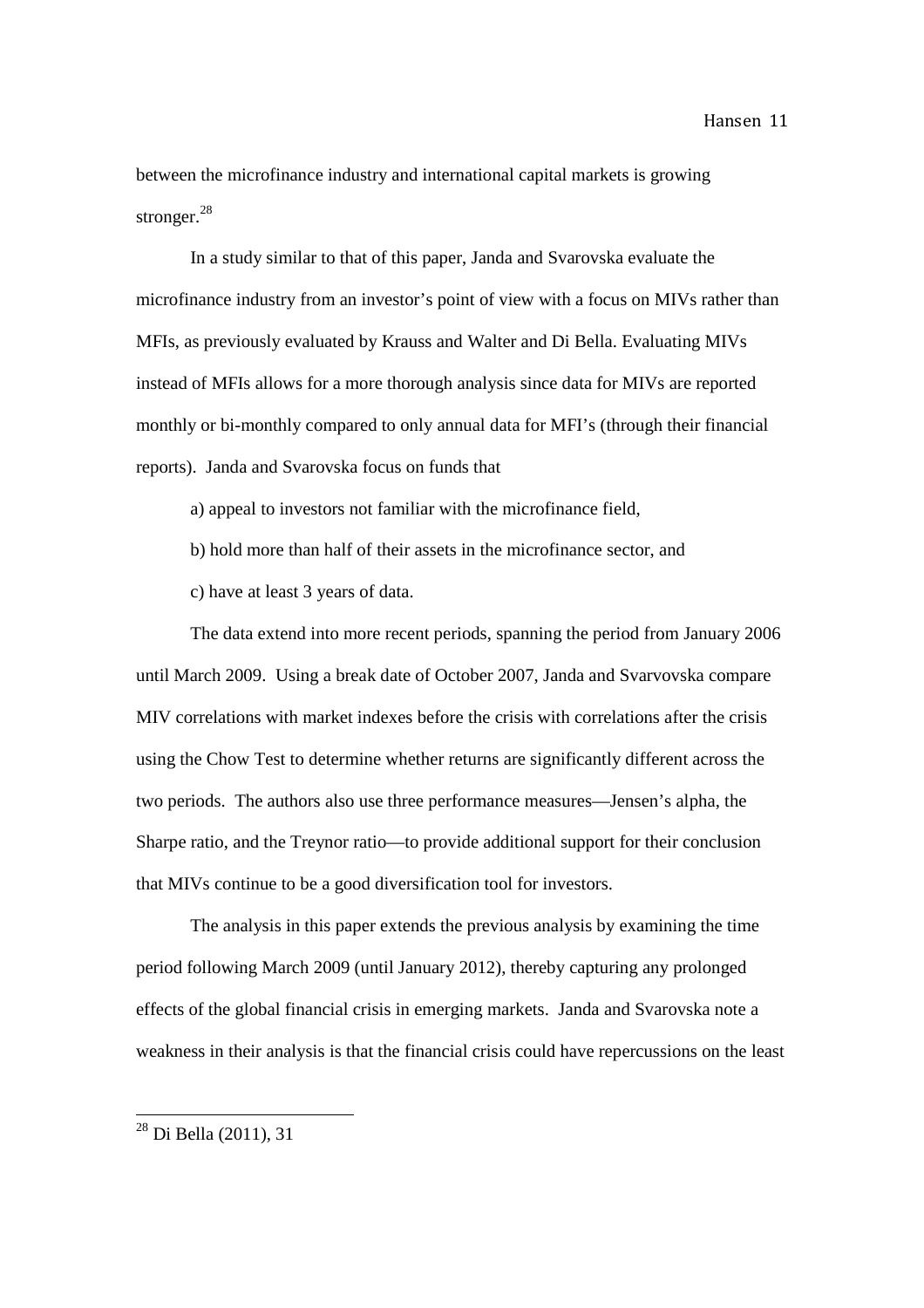between the microfinance industry and international capital markets is growing stronger.[28]

In a study similar to that of this paper, Janda and Svarovska evaluate the microfinance industry from an investor's point of view with a focus on MIVs rather than MFIs, as previously evaluated by Krauss and Walter and Di Bella. Evaluating MIVs instead of MFIs allows for a more thorough analysis since data for MIVs are reported monthly or bi-monthly compared to only annual data for MFI's (through their financial reports). Janda and Svarovska focus on funds that

a) appeal to investors not familiar with the microfinance field,

b) hold more than half of their assets in the microfinance sector, and

c) have at least 3 years of data.

The data extend into more recent periods, spanning the period from January 2006 until March 2009. Using a break date of October 2007, Janda and Svarvovska compare MIV correlations with market indexes before the crisis with correlations after the crisis using the Chow Test to determine whether returns are significantly different across the two periods. The authors also use three performance measures—Jensen's alpha, the Sharpe ratio, and the Treynor ratio—to provide additional support for their conclusion that MIVs continue to be a good diversification tool for investors.

The analysis in this paper extends the previous analysis by examining the time period following March 2009 (until January 2012), thereby capturing any prolonged effects of the global financial crisis in emerging markets. Janda and Svarovska note a weakness in their analysis is that the financial crisis could have repercussions on the least

[28] Di Bella (2011), 31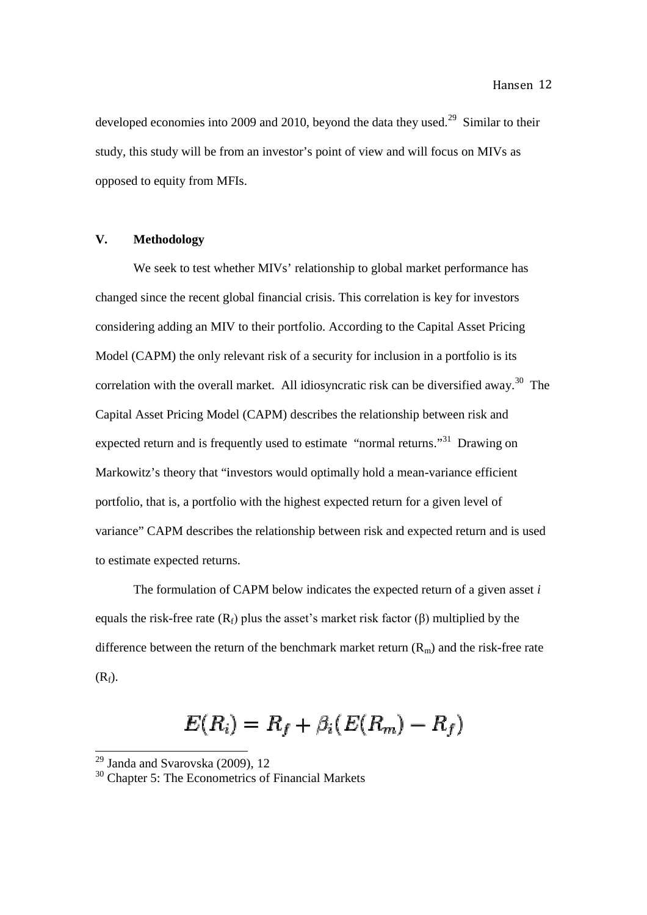developed economies into 2009 and 2010, beyond the data they used.[29] Similar to their study, this study will be from an investor's point of view and will focus on MIVs as opposed to equity from MFIs.

## V. Methodology

We seek to test whether MIVs' relationship to global market performance has changed since the recent global financial crisis. This correlation is key for investors considering adding an MIV to their portfolio. According to the Capital Asset Pricing Model (CAPM) the only relevant risk of a security for inclusion in a portfolio is its correlation with the overall market. All idiosyncratic risk can be diversified away.[30] The Capital Asset Pricing Model (CAPM) describes the relationship between risk and expected return and is frequently used to estimate "normal returns."[31] Drawing on Markowitz's theory that "investors would optimally hold a mean-variance efficient portfolio, that is, a portfolio with the highest expected return for a given level of variance" CAPM describes the relationship between risk and expected return and is used to estimate expected returns.

The formulation of CAPM below indicates the expected return of a given asset *i* equals the risk-free rate ($R_f$) plus the asset's market risk factor ($\beta$) multiplied by the difference between the return of the benchmark market return ($R_m$) and the risk-free rate ($R_f$).

$$E(R_i) = R_f + \beta_i(E(R_m) - R_f)$$

---

[29] Janda and Svarovska (2009), 12

[30] Chapter 5: The Econometrics of Financial Markets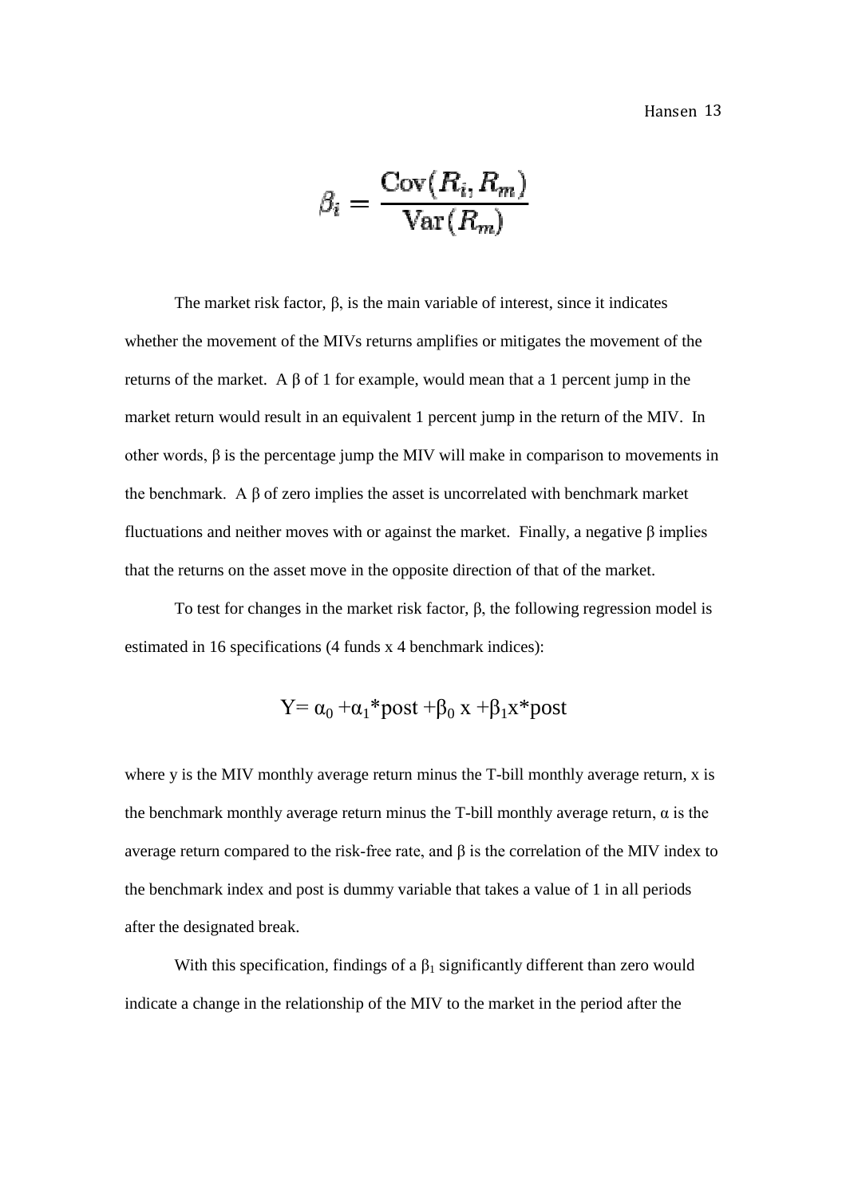$$\beta_i = \frac{\mathrm{Cov}(R_i, R_m)}{\mathrm{Var}(R_m)}$$

The market risk factor, β, is the main variable of interest, since it indicates whether the movement of the MIVs returns amplifies or mitigates the movement of the returns of the market. A β of 1 for example, would mean that a 1 percent jump in the market return would result in an equivalent 1 percent jump in the return of the MIV. In other words, β is the percentage jump the MIV will make in comparison to movements in the benchmark. A β of zero implies the asset is uncorrelated with benchmark market fluctuations and neither moves with or against the market. Finally, a negative β implies that the returns on the asset move in the opposite direction of that of the market.

To test for changes in the market risk factor, β, the following regression model is estimated in 16 specifications (4 funds x 4 benchmark indices):

$$Y = \alpha_0 + \alpha_1 * \text{post} + \beta_0 \, x + \beta_1 x * \text{post}$$

where y is the MIV monthly average return minus the T-bill monthly average return, x is the benchmark monthly average return minus the T-bill monthly average return, α is the average return compared to the risk-free rate, and β is the correlation of the MIV index to the benchmark index and post is dummy variable that takes a value of 1 in all periods after the designated break.

With this specification, findings of a $\beta_1$ significantly different than zero would indicate a change in the relationship of the MIV to the market in the period after the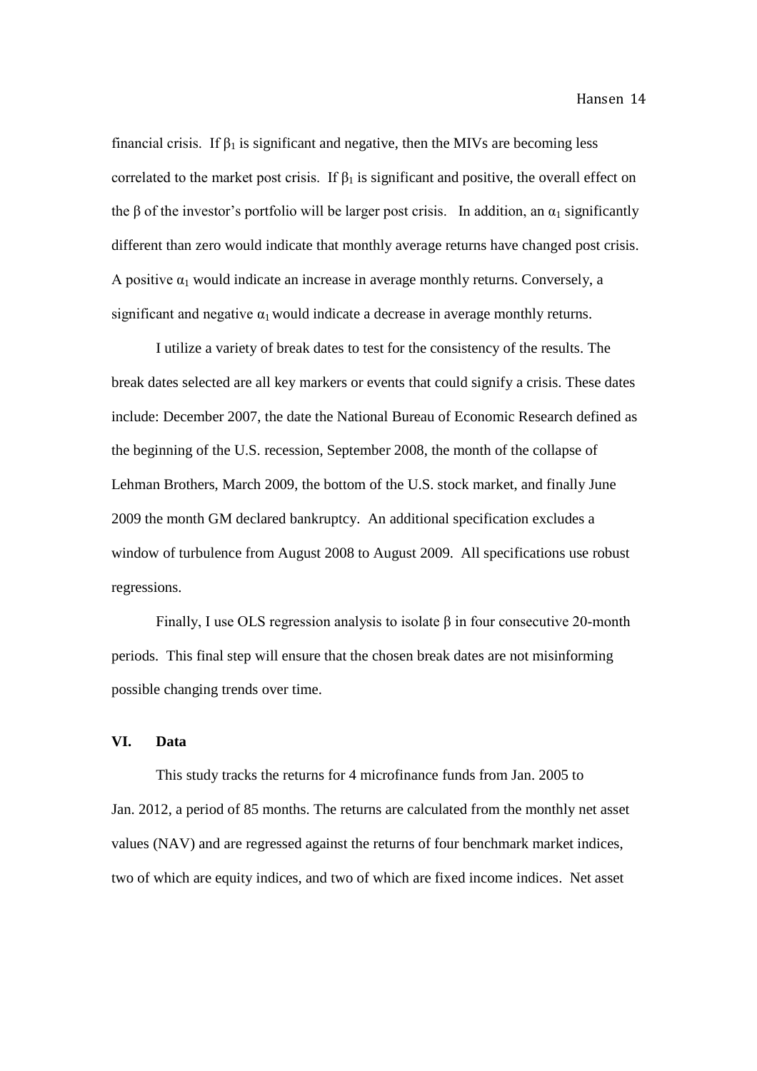financial crisis. If $\beta_1$ is significant and negative, then the MIVs are becoming less correlated to the market post crisis. If $\beta_1$ is significant and positive, the overall effect on the $\beta$ of the investor's portfolio will be larger post crisis. In addition, an $\alpha_1$ significantly different than zero would indicate that monthly average returns have changed post crisis. A positive $\alpha_1$ would indicate an increase in average monthly returns. Conversely, a significant and negative $\alpha_1$ would indicate a decrease in average monthly returns.

I utilize a variety of break dates to test for the consistency of the results. The break dates selected are all key markers or events that could signify a crisis. These dates include: December 2007, the date the National Bureau of Economic Research defined as the beginning of the U.S. recession, September 2008, the month of the collapse of Lehman Brothers, March 2009, the bottom of the U.S. stock market, and finally June 2009 the month GM declared bankruptcy. An additional specification excludes a window of turbulence from August 2008 to August 2009. All specifications use robust regressions.

Finally, I use OLS regression analysis to isolate $\beta$ in four consecutive 20-month periods. This final step will ensure that the chosen break dates are not misinforming possible changing trends over time.

## VI. Data

This study tracks the returns for 4 microfinance funds from Jan. 2005 to Jan. 2012, a period of 85 months. The returns are calculated from the monthly net asset values (NAV) and are regressed against the returns of four benchmark market indices, two of which are equity indices, and two of which are fixed income indices. Net asset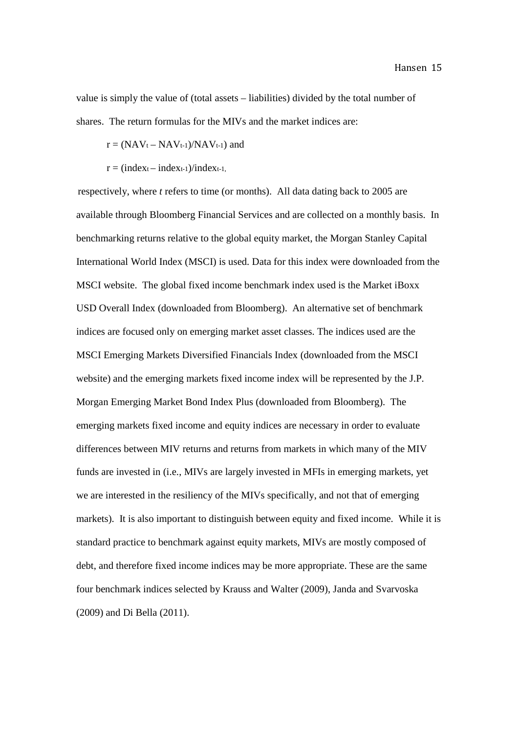value is simply the value of (total assets – liabilities) divided by the total number of shares. The return formulas for the MIVs and the market indices are:

$r = (NAV_t – NAV_{t-1})/NAV_{t-1})$ and

$r = (index_t – index_{t-1})/index_{t-1},$

respectively, where *t* refers to time (or months). All data dating back to 2005 are available through Bloomberg Financial Services and are collected on a monthly basis. In benchmarking returns relative to the global equity market, the Morgan Stanley Capital International World Index (MSCI) is used. Data for this index were downloaded from the MSCI website. The global fixed income benchmark index used is the Market iBoxx USD Overall Index (downloaded from Bloomberg). An alternative set of benchmark indices are focused only on emerging market asset classes. The indices used are the MSCI Emerging Markets Diversified Financials Index (downloaded from the MSCI website) and the emerging markets fixed income index will be represented by the J.P. Morgan Emerging Market Bond Index Plus (downloaded from Bloomberg). The emerging markets fixed income and equity indices are necessary in order to evaluate differences between MIV returns and returns from markets in which many of the MIV funds are invested in (i.e., MIVs are largely invested in MFIs in emerging markets, yet we are interested in the resiliency of the MIVs specifically, and not that of emerging markets). It is also important to distinguish between equity and fixed income. While it is standard practice to benchmark against equity markets, MIVs are mostly composed of debt, and therefore fixed income indices may be more appropriate. These are the same four benchmark indices selected by Krauss and Walter (2009), Janda and Svarvoska (2009) and Di Bella (2011).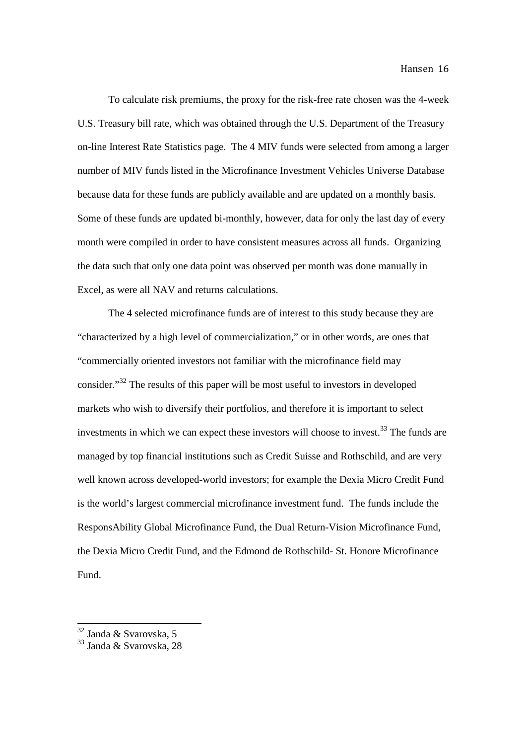To calculate risk premiums, the proxy for the risk-free rate chosen was the 4-week U.S. Treasury bill rate, which was obtained through the U.S. Department of the Treasury on-line Interest Rate Statistics page. The 4 MIV funds were selected from among a larger number of MIV funds listed in the Microfinance Investment Vehicles Universe Database because data for these funds are publicly available and are updated on a monthly basis. Some of these funds are updated bi-monthly, however, data for only the last day of every month were compiled in order to have consistent measures across all funds. Organizing the data such that only one data point was observed per month was done manually in Excel, as were all NAV and returns calculations.

The 4 selected microfinance funds are of interest to this study because they are "characterized by a high level of commercialization," or in other words, are ones that "commercially oriented investors not familiar with the microfinance field may consider."[32] The results of this paper will be most useful to investors in developed markets who wish to diversify their portfolios, and therefore it is important to select investments in which we can expect these investors will choose to invest.[33] The funds are managed by top financial institutions such as Credit Suisse and Rothschild, and are very well known across developed-world investors; for example the Dexia Micro Credit Fund is the world's largest commercial microfinance investment fund. The funds include the ResponsAbility Global Microfinance Fund, the Dual Return-Vision Microfinance Fund, the Dexia Micro Credit Fund, and the Edmond de Rothschild- St. Honore Microfinance Fund.

---

[32] Janda & Svarovska, 5

[33] Janda & Svarovska, 28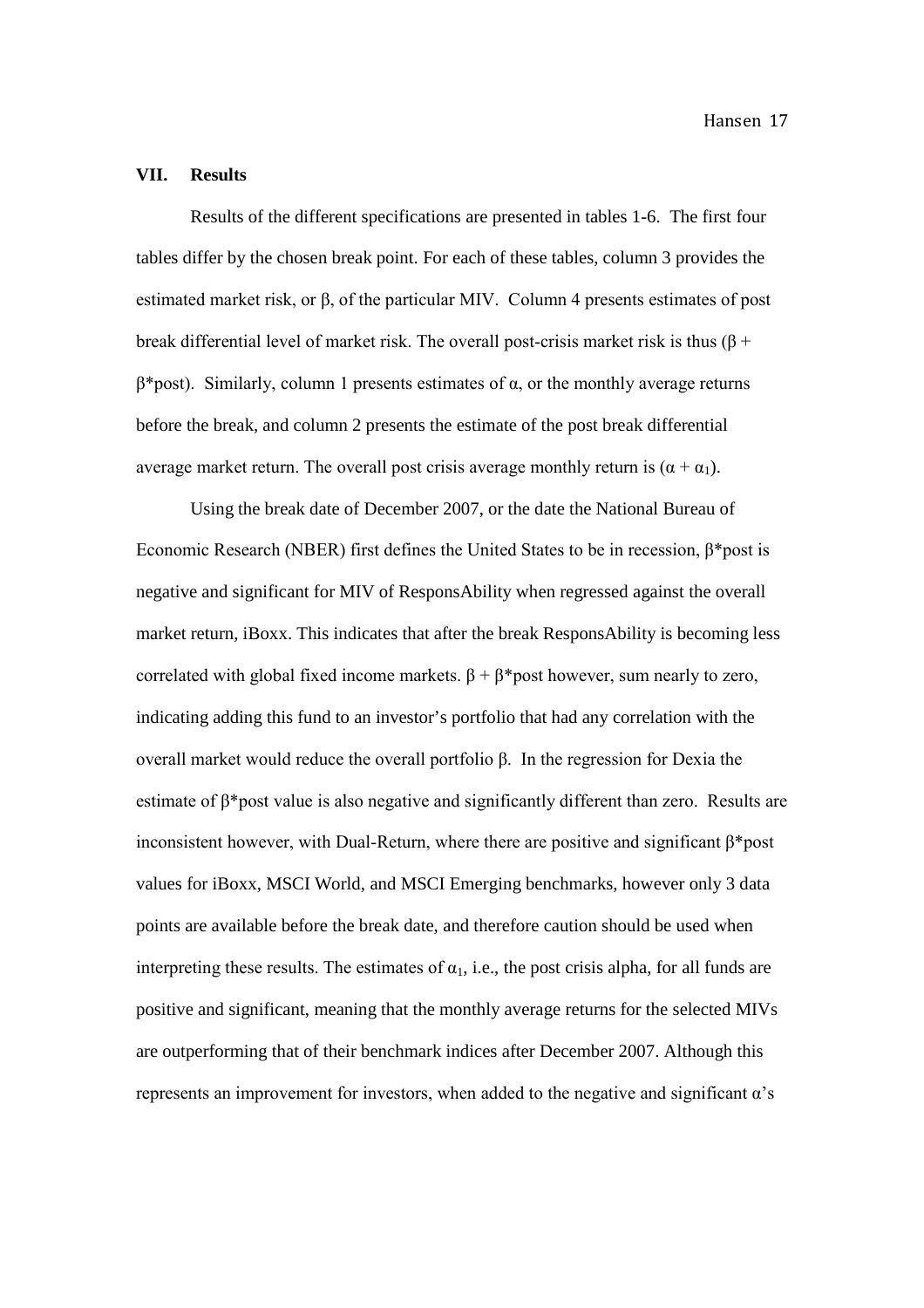## VII. Results

Results of the different specifications are presented in tables 1-6. The first four tables differ by the chosen break point. For each of these tables, column 3 provides the estimated market risk, or $\beta$, of the particular MIV. Column 4 presents estimates of post break differential level of market risk. The overall post-crisis market risk is thus ($\beta$ + $\beta$*post). Similarly, column 1 presents estimates of $\alpha$, or the monthly average returns before the break, and column 2 presents the estimate of the post break differential average market return. The overall post crisis average monthly return is ($\alpha + \alpha_1$).

Using the break date of December 2007, or the date the National Bureau of Economic Research (NBER) first defines the United States to be in recession, $\beta$*post is negative and significant for MIV of ResponsAbility when regressed against the overall market return, iBoxx. This indicates that after the break ResponsAbility is becoming less correlated with global fixed income markets. $\beta$ + $\beta$*post however, sum nearly to zero, indicating adding this fund to an investor's portfolio that had any correlation with the overall market would reduce the overall portfolio $\beta$. In the regression for Dexia the estimate of $\beta$*post value is also negative and significantly different than zero. Results are inconsistent however, with Dual-Return, where there are positive and significant $\beta$*post values for iBoxx, MSCI World, and MSCI Emerging benchmarks, however only 3 data points are available before the break date, and therefore caution should be used when interpreting these results. The estimates of $\alpha_1$, i.e., the post crisis alpha, for all funds are positive and significant, meaning that the monthly average returns for the selected MIVs are outperforming that of their benchmark indices after December 2007. Although this represents an improvement for investors, when added to the negative and significant $\alpha$'s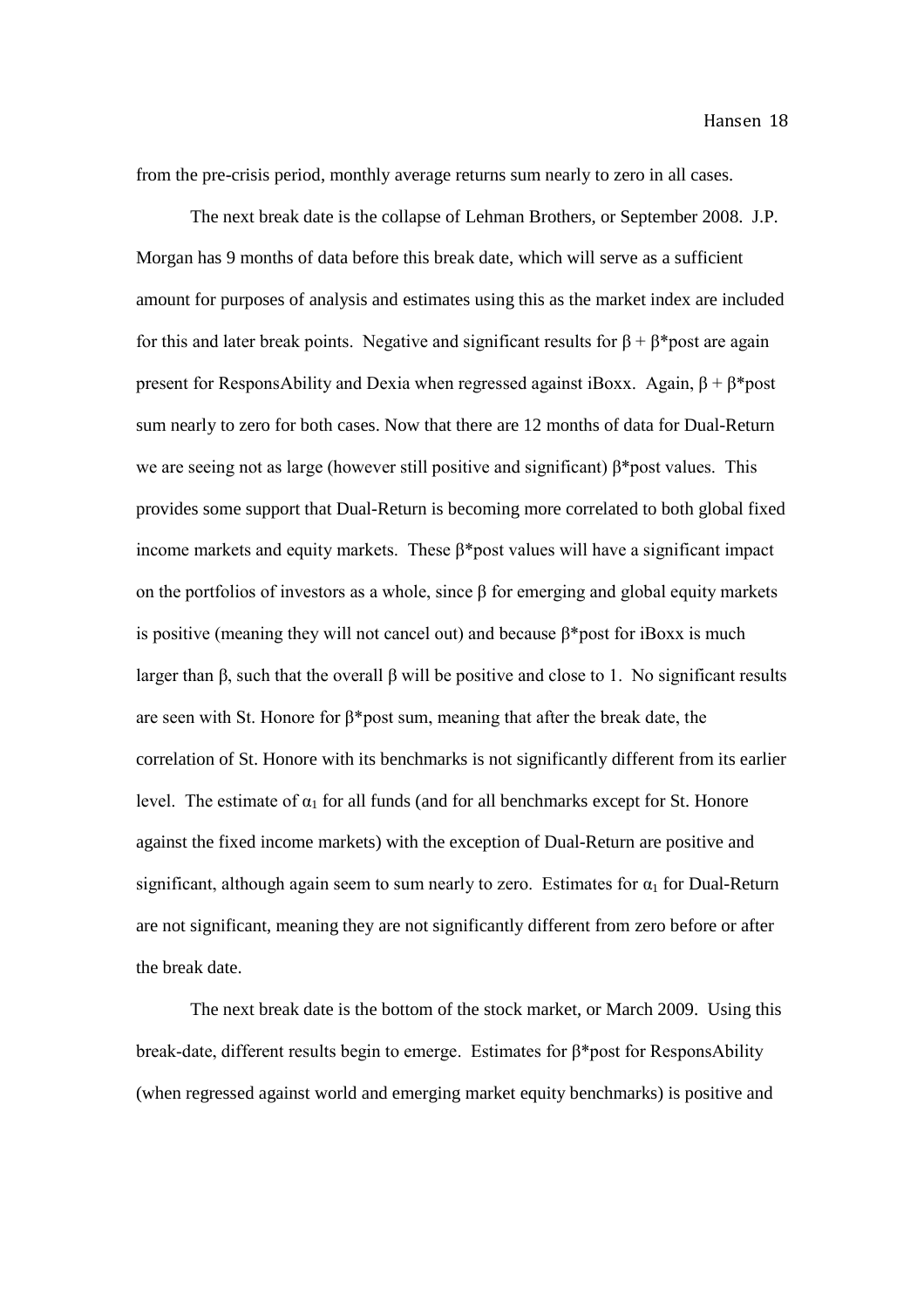from the pre-crisis period, monthly average returns sum nearly to zero in all cases.

The next break date is the collapse of Lehman Brothers, or September 2008. J.P. Morgan has 9 months of data before this break date, which will serve as a sufficient amount for purposes of analysis and estimates using this as the market index are included for this and later break points. Negative and significant results for $\beta + \beta$*post are again present for ResponsAbility and Dexia when regressed against iBoxx. Again, $\beta + \beta$*post sum nearly to zero for both cases. Now that there are 12 months of data for Dual-Return we are seeing not as large (however still positive and significant) $\beta$*post values. This provides some support that Dual-Return is becoming more correlated to both global fixed income markets and equity markets. These $\beta$*post values will have a significant impact on the portfolios of investors as a whole, since $\beta$ for emerging and global equity markets is positive (meaning they will not cancel out) and because $\beta$*post for iBoxx is much larger than $\beta$, such that the overall $\beta$ will be positive and close to 1. No significant results are seen with St. Honore for $\beta$*post sum, meaning that after the break date, the correlation of St. Honore with its benchmarks is not significantly different from its earlier level. The estimate of $\alpha_1$ for all funds (and for all benchmarks except for St. Honore against the fixed income markets) with the exception of Dual-Return are positive and significant, although again seem to sum nearly to zero. Estimates for $\alpha_1$ for Dual-Return are not significant, meaning they are not significantly different from zero before or after the break date.

The next break date is the bottom of the stock market, or March 2009. Using this break-date, different results begin to emerge. Estimates for $\beta$*post for ResponsAbility (when regressed against world and emerging market equity benchmarks) is positive and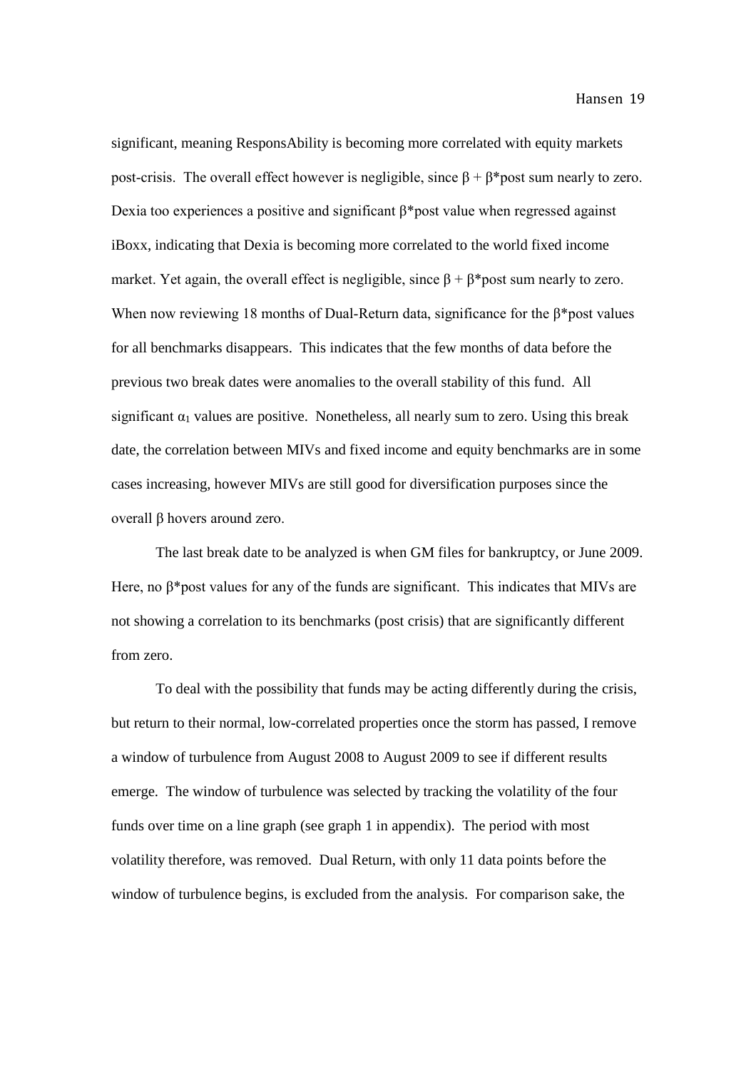significant, meaning ResponsAbility is becoming more correlated with equity markets post-crisis. The overall effect however is negligible, since $\beta + \beta$*post sum nearly to zero. Dexia too experiences a positive and significant $\beta$*post value when regressed against iBoxx, indicating that Dexia is becoming more correlated to the world fixed income market. Yet again, the overall effect is negligible, since $\beta + \beta$*post sum nearly to zero. When now reviewing 18 months of Dual-Return data, significance for the $\beta$*post values for all benchmarks disappears. This indicates that the few months of data before the previous two break dates were anomalies to the overall stability of this fund. All significant $\alpha_1$ values are positive. Nonetheless, all nearly sum to zero. Using this break date, the correlation between MIVs and fixed income and equity benchmarks are in some cases increasing, however MIVs are still good for diversification purposes since the overall $\beta$ hovers around zero.

The last break date to be analyzed is when GM files for bankruptcy, or June 2009. Here, no $\beta$*post values for any of the funds are significant. This indicates that MIVs are not showing a correlation to its benchmarks (post crisis) that are significantly different from zero.

To deal with the possibility that funds may be acting differently during the crisis, but return to their normal, low-correlated properties once the storm has passed, I remove a window of turbulence from August 2008 to August 2009 to see if different results emerge. The window of turbulence was selected by tracking the volatility of the four funds over time on a line graph (see graph 1 in appendix). The period with most volatility therefore, was removed. Dual Return, with only 11 data points before the window of turbulence begins, is excluded from the analysis. For comparison sake, the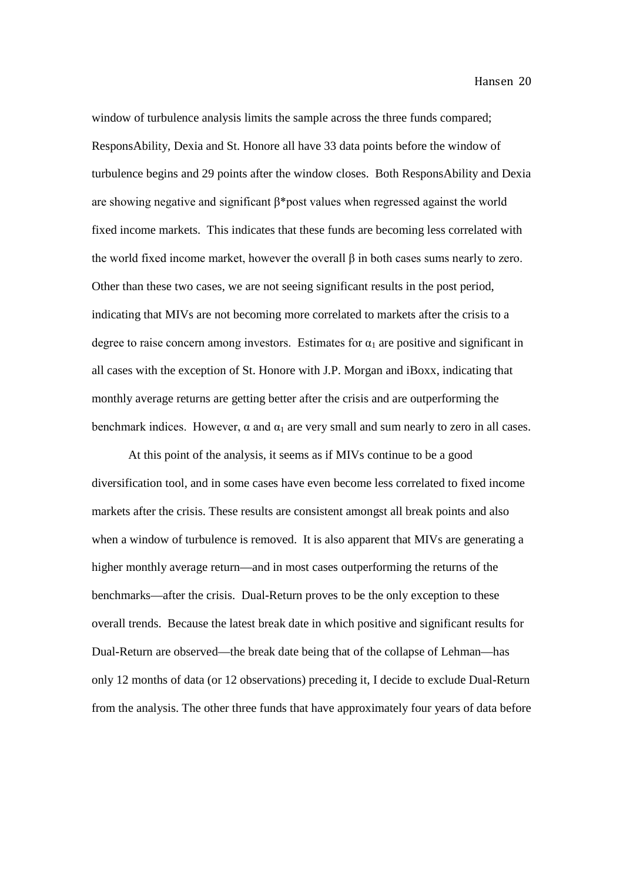window of turbulence analysis limits the sample across the three funds compared; ResponsAbility, Dexia and St. Honore all have 33 data points before the window of turbulence begins and 29 points after the window closes. Both ResponsAbility and Dexia are showing negative and significant $\beta$*post values when regressed against the world fixed income markets. This indicates that these funds are becoming less correlated with the world fixed income market, however the overall $\beta$ in both cases sums nearly to zero. Other than these two cases, we are not seeing significant results in the post period, indicating that MIVs are not becoming more correlated to markets after the crisis to a degree to raise concern among investors. Estimates for $\alpha_1$ are positive and significant in all cases with the exception of St. Honore with J.P. Morgan and iBoxx, indicating that monthly average returns are getting better after the crisis and are outperforming the benchmark indices. However, $\alpha$ and $\alpha_1$ are very small and sum nearly to zero in all cases.

At this point of the analysis, it seems as if MIVs continue to be a good diversification tool, and in some cases have even become less correlated to fixed income markets after the crisis. These results are consistent amongst all break points and also when a window of turbulence is removed. It is also apparent that MIVs are generating a higher monthly average return—and in most cases outperforming the returns of the benchmarks—after the crisis. Dual-Return proves to be the only exception to these overall trends. Because the latest break date in which positive and significant results for Dual-Return are observed—the break date being that of the collapse of Lehman—has only 12 months of data (or 12 observations) preceding it, I decide to exclude Dual-Return from the analysis. The other three funds that have approximately four years of data before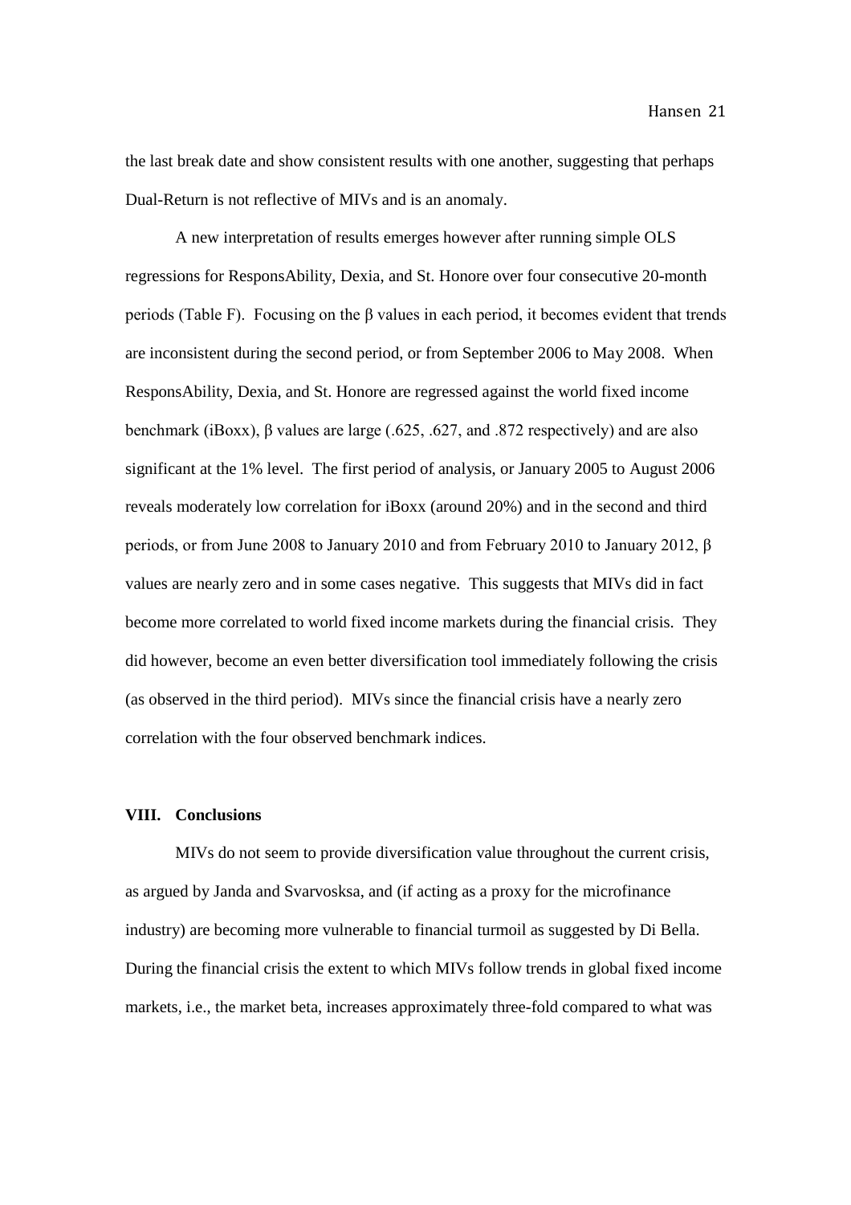the last break date and show consistent results with one another, suggesting that perhaps Dual-Return is not reflective of MIVs and is an anomaly.

A new interpretation of results emerges however after running simple OLS regressions for ResponsAbility, Dexia, and St. Honore over four consecutive 20-month periods (Table F). Focusing on the β values in each period, it becomes evident that trends are inconsistent during the second period, or from September 2006 to May 2008. When ResponsAbility, Dexia, and St. Honore are regressed against the world fixed income benchmark (iBoxx), β values are large (.625, .627, and .872 respectively) and are also significant at the 1% level. The first period of analysis, or January 2005 to August 2006 reveals moderately low correlation for iBoxx (around 20%) and in the second and third periods, or from June 2008 to January 2010 and from February 2010 to January 2012, β values are nearly zero and in some cases negative. This suggests that MIVs did in fact become more correlated to world fixed income markets during the financial crisis. They did however, become an even better diversification tool immediately following the crisis (as observed in the third period). MIVs since the financial crisis have a nearly zero correlation with the four observed benchmark indices.

## VIII. Conclusions

MIVs do not seem to provide diversification value throughout the current crisis, as argued by Janda and Svarvosksa, and (if acting as a proxy for the microfinance industry) are becoming more vulnerable to financial turmoil as suggested by Di Bella. During the financial crisis the extent to which MIVs follow trends in global fixed income markets, i.e., the market beta, increases approximately three-fold compared to what was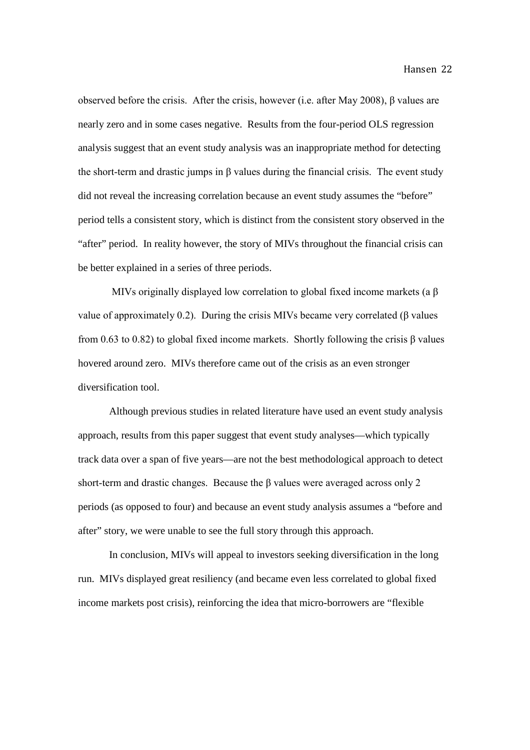observed before the crisis. After the crisis, however (i.e. after May 2008), β values are nearly zero and in some cases negative. Results from the four-period OLS regression analysis suggest that an event study analysis was an inappropriate method for detecting the short-term and drastic jumps in β values during the financial crisis. The event study did not reveal the increasing correlation because an event study assumes the "before" period tells a consistent story, which is distinct from the consistent story observed in the "after" period. In reality however, the story of MIVs throughout the financial crisis can be better explained in a series of three periods.

MIVs originally displayed low correlation to global fixed income markets (a β value of approximately 0.2). During the crisis MIVs became very correlated (β values from 0.63 to 0.82) to global fixed income markets. Shortly following the crisis β values hovered around zero. MIVs therefore came out of the crisis as an even stronger diversification tool.

Although previous studies in related literature have used an event study analysis approach, results from this paper suggest that event study analyses—which typically track data over a span of five years—are not the best methodological approach to detect short-term and drastic changes. Because the β values were averaged across only 2 periods (as opposed to four) and because an event study analysis assumes a "before and after" story, we were unable to see the full story through this approach.

In conclusion, MIVs will appeal to investors seeking diversification in the long run. MIVs displayed great resiliency (and became even less correlated to global fixed income markets post crisis), reinforcing the idea that micro-borrowers are "flexible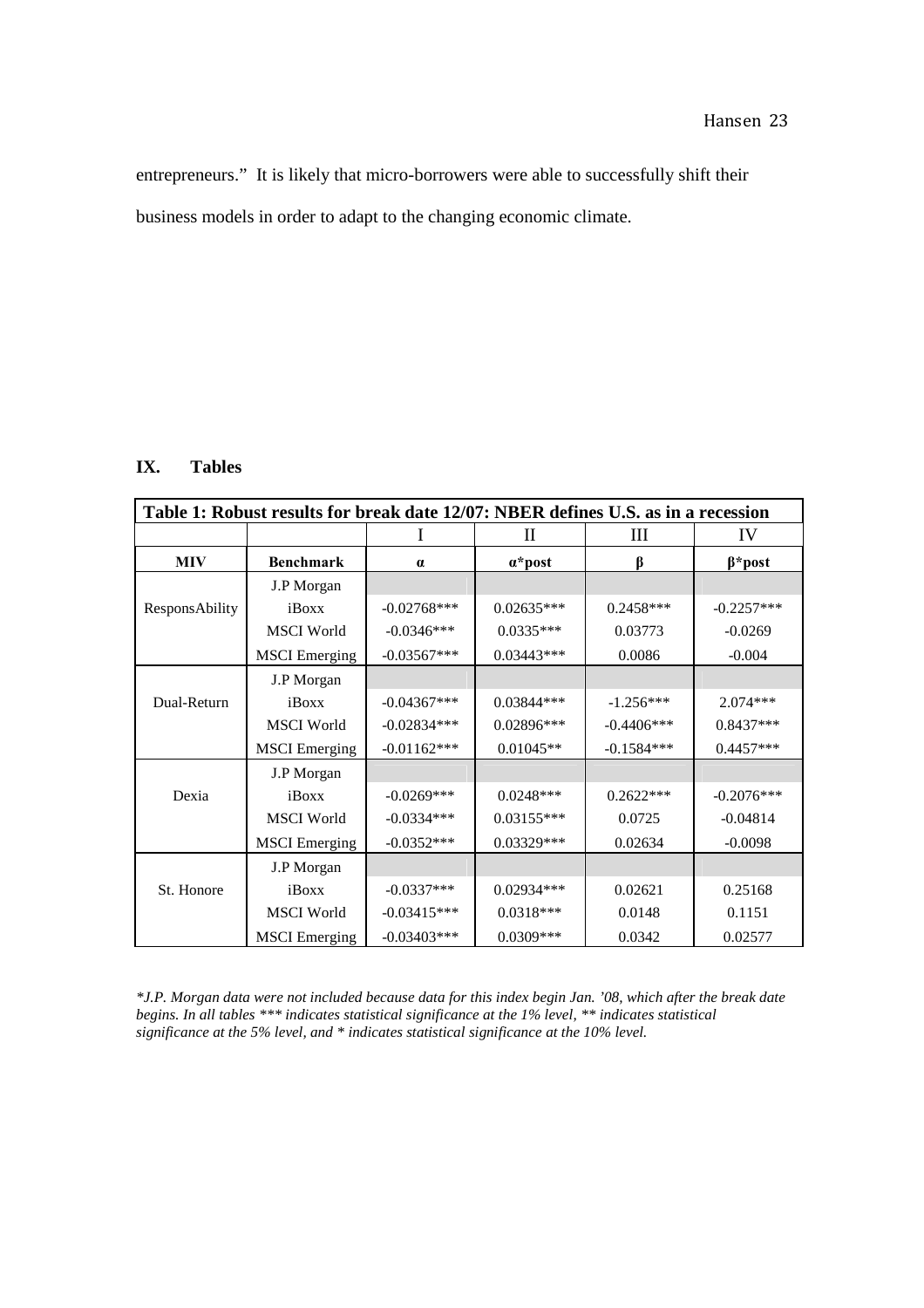entrepreneurs." It is likely that micro-borrowers were able to successfully shift their business models in order to adapt to the changing economic climate.

## IX. Tables

| **Table 1: Robust results for break date 12/07: NBER defines U.S. as in a recession** | | | | | |
|---|---|---|---|---|---|
| | | I | II | III | IV |
| **MIV** | **Benchmark** | **α** | **α*post** | **β** | **β*post** |
| ResponsAbility | J.P Morgan | | | | |
| | iBoxx | -0.02768*** | 0.02635*** | 0.2458*** | -0.2257*** |
| | MSCI World | -0.0346*** | 0.0335*** | 0.03773 | -0.0269 |
| | MSCI Emerging | -0.03567*** | 0.03443*** | 0.0086 | -0.004 |
| Dual-Return | J.P Morgan | | | | |
| | iBoxx | -0.04367*** | 0.03844*** | -1.256*** | 2.074*** |
| | MSCI World | -0.02834*** | 0.02896*** | -0.4406*** | 0.8437*** |
| | MSCI Emerging | -0.01162*** | 0.01045** | -0.1584*** | 0.4457*** |
| Dexia | J.P Morgan | | | | |
| | iBoxx | -0.0269*** | 0.0248*** | 0.2622*** | -0.2076*** |
| | MSCI World | -0.0334*** | 0.03155*** | 0.0725 | -0.04814 |
| | MSCI Emerging | -0.0352*** | 0.03329*** | 0.02634 | -0.0098 |
| St. Honore | J.P Morgan | | | | |
| | iBoxx | -0.0337*** | 0.02934*** | 0.02621 | 0.25168 |
| | MSCI World | -0.03415*** | 0.0318*** | 0.0148 | 0.1151 |
| | MSCI Emerging | -0.03403*** | 0.0309*** | 0.0342 | 0.02577 |

*\*J.P. Morgan data were not included because data for this index begin Jan. '08, which after the break date begins. In all tables \*\*\* indicates statistical significance at the 1% level, \*\* indicates statistical significance at the 5% level, and \* indicates statistical significance at the 10% level.*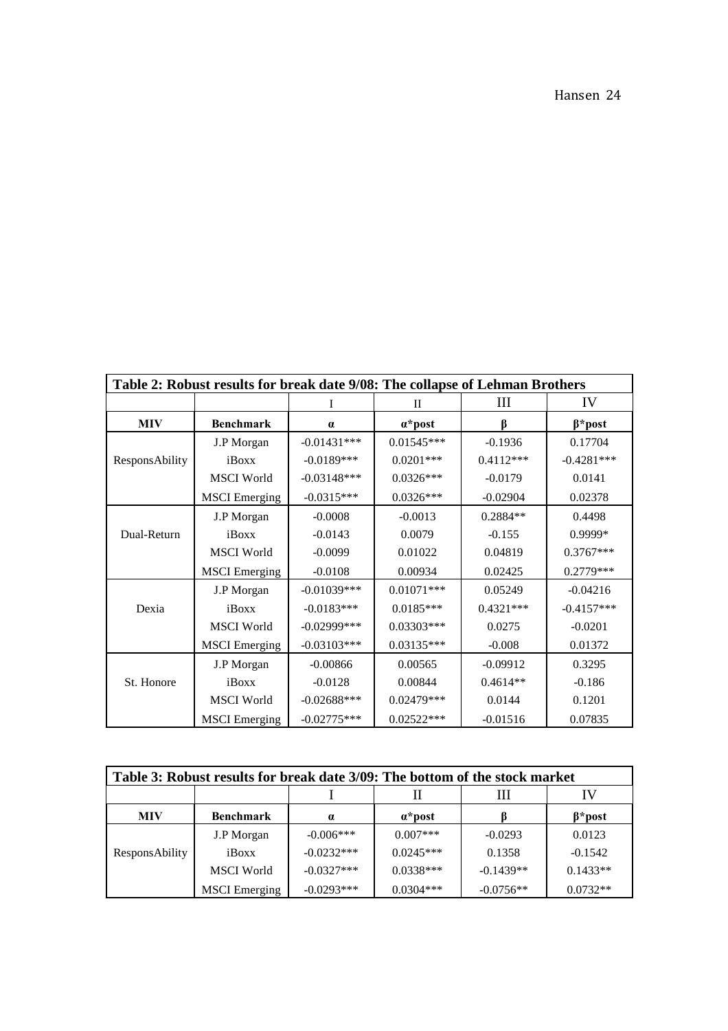| Table 2: Robust results for break date 9/08: The collapse of Lehman Brothers | | | | | |
|---|---|---|---|---|---|
| | | I | II | III | IV |
| **MIV** | **Benchmark** | **α** | **α*post** | **β** | **β*post** |
| ResponsAbility | J.P Morgan | -0.01431*** | 0.01545*** | -0.1936 | 0.17704 |
| | iBoxx | -0.0189*** | 0.0201*** | 0.4112*** | -0.4281*** |
| | MSCI World | -0.03148*** | 0.0326*** | -0.0179 | 0.0141 |
| | MSCI Emerging | -0.0315*** | 0.0326*** | -0.02904 | 0.02378 |
| Dual-Return | J.P Morgan | -0.0008 | -0.0013 | 0.2884** | 0.4498 |
| | iBoxx | -0.0143 | 0.0079 | -0.155 | 0.9999* |
| | MSCI World | -0.0099 | 0.01022 | 0.04819 | 0.3767*** |
| | MSCI Emerging | -0.0108 | 0.00934 | 0.02425 | 0.2779*** |
| Dexia | J.P Morgan | -0.01039*** | 0.01071*** | 0.05249 | -0.04216 |
| | iBoxx | -0.0183*** | 0.0185*** | 0.4321*** | -0.4157*** |
| | MSCI World | -0.02999*** | 0.03303*** | 0.0275 | -0.0201 |
| | MSCI Emerging | -0.03103*** | 0.03135*** | -0.008 | 0.01372 |
| St. Honore | J.P Morgan | -0.00866 | 0.00565 | -0.09912 | 0.3295 |
| | iBoxx | -0.0128 | 0.00844 | 0.4614** | -0.186 |
| | MSCI World | -0.02688*** | 0.02479*** | 0.0144 | 0.1201 |
| | MSCI Emerging | -0.02775*** | 0.02522*** | -0.01516 | 0.07835 |

| Table 3: Robust results for break date 3/09: The bottom of the stock market | | | | | |
|---|---|---|---|---|---|
| | | I | II | III | IV |
| **MIV** | **Benchmark** | **α** | **α*post** | **β** | **β*post** |
| ResponsAbility | J.P Morgan | -0.006*** | 0.007*** | -0.0293 | 0.0123 |
| | iBoxx | -0.0232*** | 0.0245*** | 0.1358 | -0.1542 |
| | MSCI World | -0.0327*** | 0.0338*** | -0.1439** | 0.1433** |
| | MSCI Emerging | -0.0293*** | 0.0304*** | -0.0756** | 0.0732** |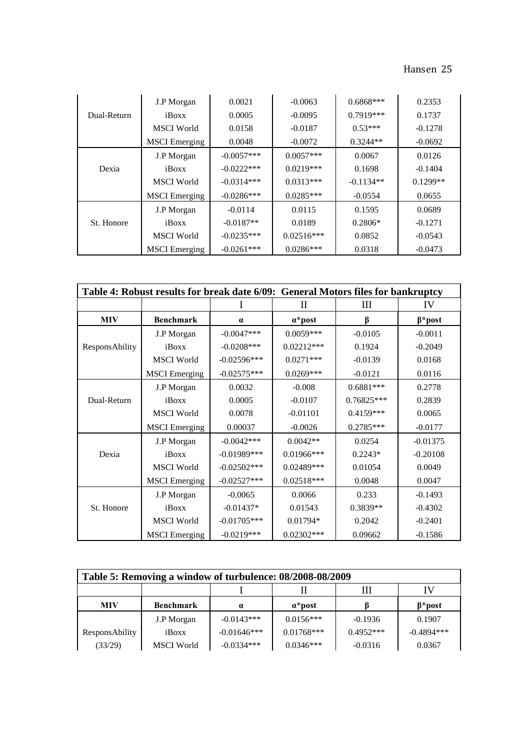| MIV | Benchmark | α | α*post | β | β*post |
|---|---|---|---|---|---|
| Dual-Return | J.P Morgan | 0.0021 | -0.0063 | 0.6868*** | 0.2353 |
| | iBoxx | 0.0005 | -0.0095 | 0.7919*** | 0.1737 |
| | MSCI World | 0.0158 | -0.0187 | 0.53*** | -0.1278 |
| | MSCI Emerging | 0.0048 | -0.0072 | 0.3244** | -0.0692 |
| Dexia | J.P Morgan | -0.0057*** | 0.0057*** | 0.0067 | 0.0126 |
| | iBoxx | -0.0222*** | 0.0219*** | 0.1698 | -0.1404 |
| | MSCI World | -0.0314*** | 0.0313*** | -0.1134** | 0.1299** |
| | MSCI Emerging | -0.0286*** | 0.0285*** | -0.0554 | 0.0655 |
| St. Honore | J.P Morgan | -0.0114 | 0.0115 | 0.1595 | 0.0689 |
| | iBoxx | -0.0187** | 0.0189 | 0.2806* | -0.1271 |
| | MSCI World | -0.0235*** | 0.02516*** | 0.0852 | -0.0543 |
| | MSCI Emerging | -0.0261*** | 0.0286*** | 0.0318 | -0.0473 |

**Table 4: Robust results for break date 6/09: General Motors files for bankruptcy**

| | | I | II | III | IV |
|---|---|---|---|---|---|
| **MIV** | **Benchmark** | **α** | **α*post** | **β** | **β*post** |
| ResponsAbility | J.P Morgan | -0.0047*** | 0.0059*** | -0.0105 | -0.0011 |
| | iBoxx | -0.0208*** | 0.02212*** | 0.1924 | -0.2049 |
| | MSCI World | -0.02596*** | 0.0271*** | -0.0139 | 0.0168 |
| | MSCI Emerging | -0.02575*** | 0.0269*** | -0.0121 | 0.0116 |
| Dual-Return | J.P Morgan | 0.0032 | -0.008 | 0.6881*** | 0.2778 |
| | iBoxx | 0.0005 | -0.0107 | 0.76825*** | 0.2839 |
| | MSCI World | 0.0078 | -0.01101 | 0.4159*** | 0.0065 |
| | MSCI Emerging | 0.00037 | -0.0026 | 0.2785*** | -0.0177 |
| Dexia | J.P Morgan | -0.0042*** | 0.0042** | 0.0254 | -0.01375 |
| | iBoxx | -0.01989*** | 0.01966*** | 0.2243* | -0.20108 |
| | MSCI World | -0.02502*** | 0.02489*** | 0.01054 | 0.0049 |
| | MSCI Emerging | -0.02527*** | 0.02518*** | 0.0048 | 0.0047 |
| St. Honore | J.P Morgan | -0.0065 | 0.0066 | 0.233 | -0.1493 |
| | iBoxx | -0.01437* | 0.01543 | 0.3839** | -0.4302 |
| | MSCI World | -0.01705*** | 0.01794* | 0.2042 | -0.2401 |
| | MSCI Emerging | -0.0219*** | 0.02302*** | 0.09662 | -0.1586 |

**Table 5: Removing a window of turbulence: 08/2008-08/2009**

| | | I | II | III | IV |
|---|---|---|---|---|---|
| **MIV** | **Benchmark** | **α** | **α*post** | **β** | **β*post** |
| ResponsAbility | J.P Morgan | -0.0143*** | 0.0156*** | -0.1936 | 0.1907 |
| | iBoxx | -0.01646*** | 0.01768*** | 0.4952*** | -0.4894*** |
| (33/29) | MSCI World | -0.0334*** | 0.0346*** | -0.0316 | 0.0367 |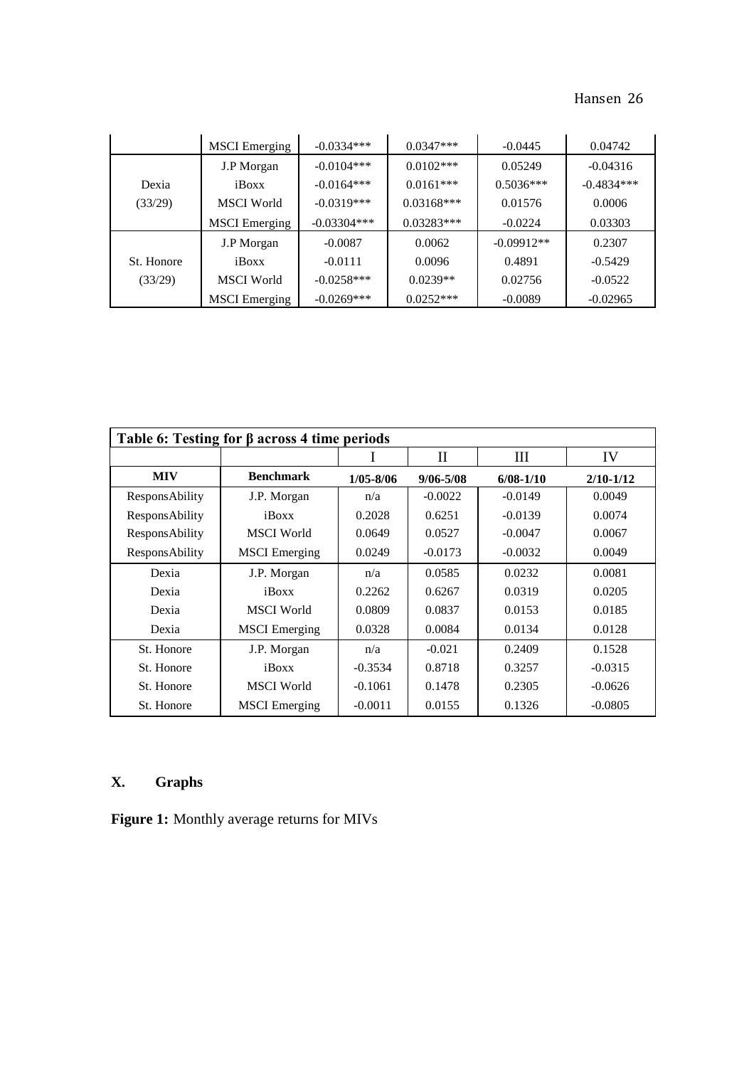| | MSCI Emerging | -0.0334*** | 0.0347*** | -0.0445 | 0.04742 |
|---|---|---|---|---|---|
| Dexia (33/29) | J.P Morgan | -0.0104*** | 0.0102*** | 0.05249 | -0.04316 |
| | iBoxx | -0.0164*** | 0.0161*** | 0.5036*** | -0.4834*** |
| | MSCI World | -0.0319*** | 0.03168*** | 0.01576 | 0.0006 |
| | MSCI Emerging | -0.03304*** | 0.03283*** | -0.0224 | 0.03303 |
| St. Honore (33/29) | J.P Morgan | -0.0087 | 0.0062 | -0.09912** | 0.2307 |
| | iBoxx | -0.0111 | 0.0096 | 0.4891 | -0.5429 |
| | MSCI World | -0.0258*** | 0.0239** | 0.02756 | -0.0522 |
| | MSCI Emerging | -0.0269*** | 0.0252*** | -0.0089 | -0.02965 |

**Table 6: Testing for β across 4 time periods**

| | | I | II | III | IV |
|---|---|---|---|---|---|
| **MIV** | **Benchmark** | **1/05-8/06** | **9/06-5/08** | **6/08-1/10** | **2/10-1/12** |
| ResponsAbility | J.P. Morgan | n/a | -0.0022 | -0.0149 | 0.0049 |
| ResponsAbility | iBoxx | 0.2028 | 0.6251 | -0.0139 | 0.0074 |
| ResponsAbility | MSCI World | 0.0649 | 0.0527 | -0.0047 | 0.0067 |
| ResponsAbility | MSCI Emerging | 0.0249 | -0.0173 | -0.0032 | 0.0049 |
| Dexia | J.P. Morgan | n/a | 0.0585 | 0.0232 | 0.0081 |
| Dexia | iBoxx | 0.2262 | 0.6267 | 0.0319 | 0.0205 |
| Dexia | MSCI World | 0.0809 | 0.0837 | 0.0153 | 0.0185 |
| Dexia | MSCI Emerging | 0.0328 | 0.0084 | 0.0134 | 0.0128 |
| St. Honore | J.P. Morgan | n/a | -0.021 | 0.2409 | 0.1528 |
| St. Honore | iBoxx | -0.3534 | 0.8718 | 0.3257 | -0.0315 |
| St. Honore | MSCI World | -0.1061 | 0.1478 | 0.2305 | -0.0626 |
| St. Honore | MSCI Emerging | -0.0011 | 0.0155 | 0.1326 | -0.0805 |

## X. Graphs

**Figure 1:** Monthly average returns for MIVs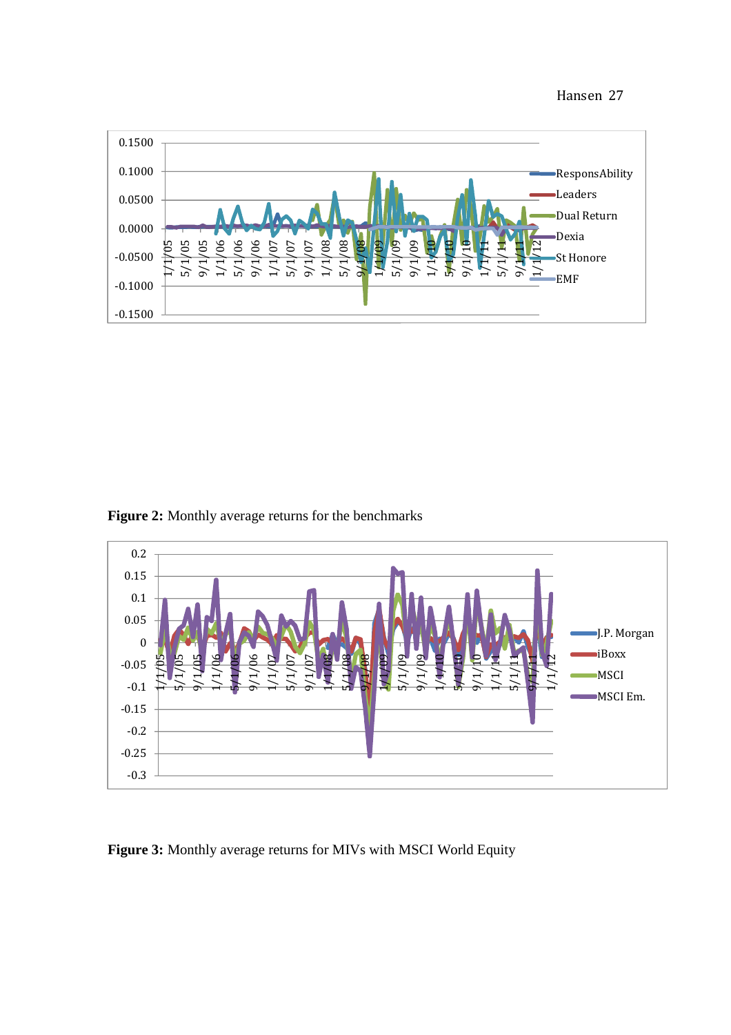**Figure 2:** Monthly average returns for the benchmarks

**Figure 3:** Monthly average returns for MIVs with MSCI World Equity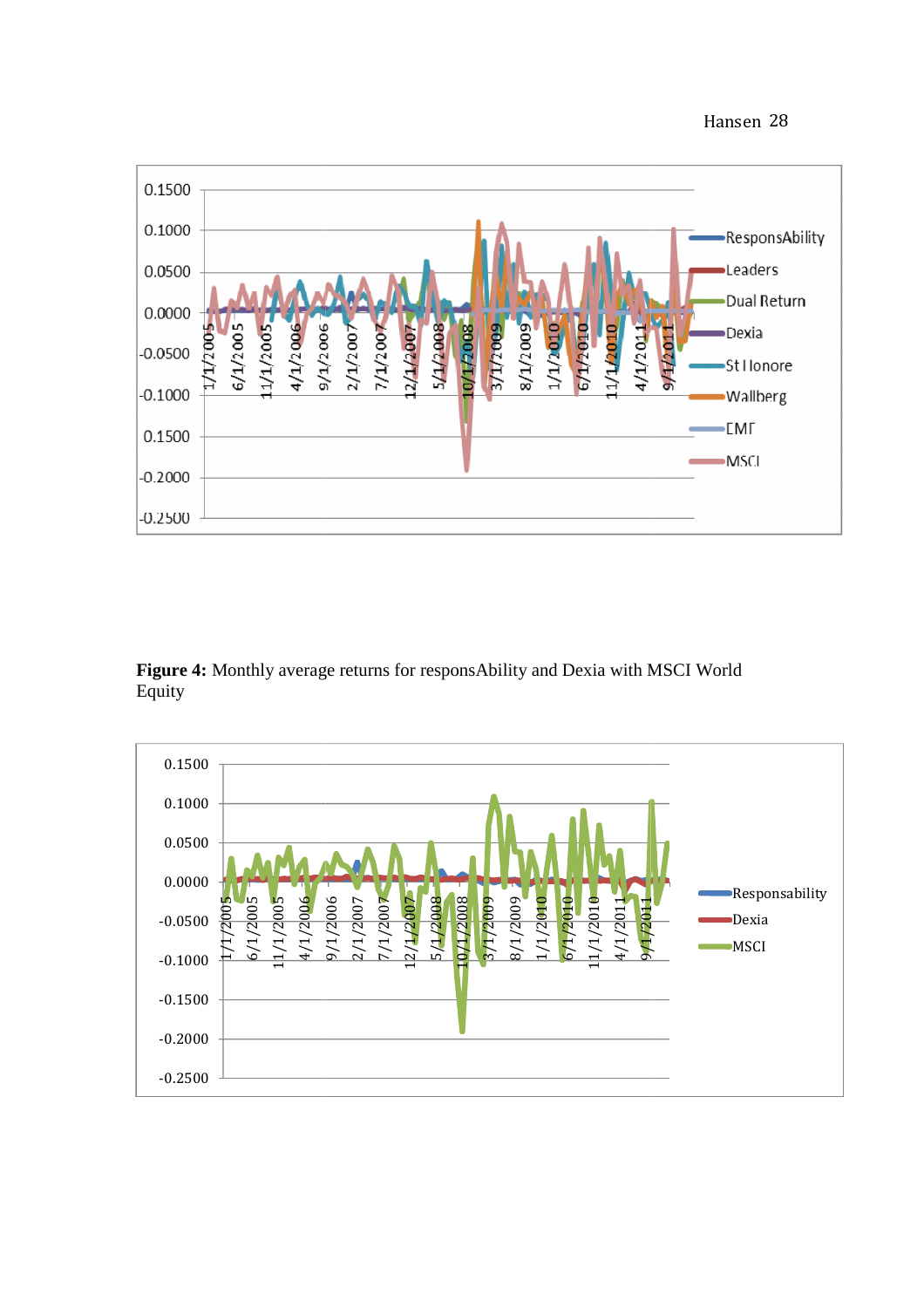Figure 4: Monthly average returns for responsAbility and Dexia with MSCI World Equity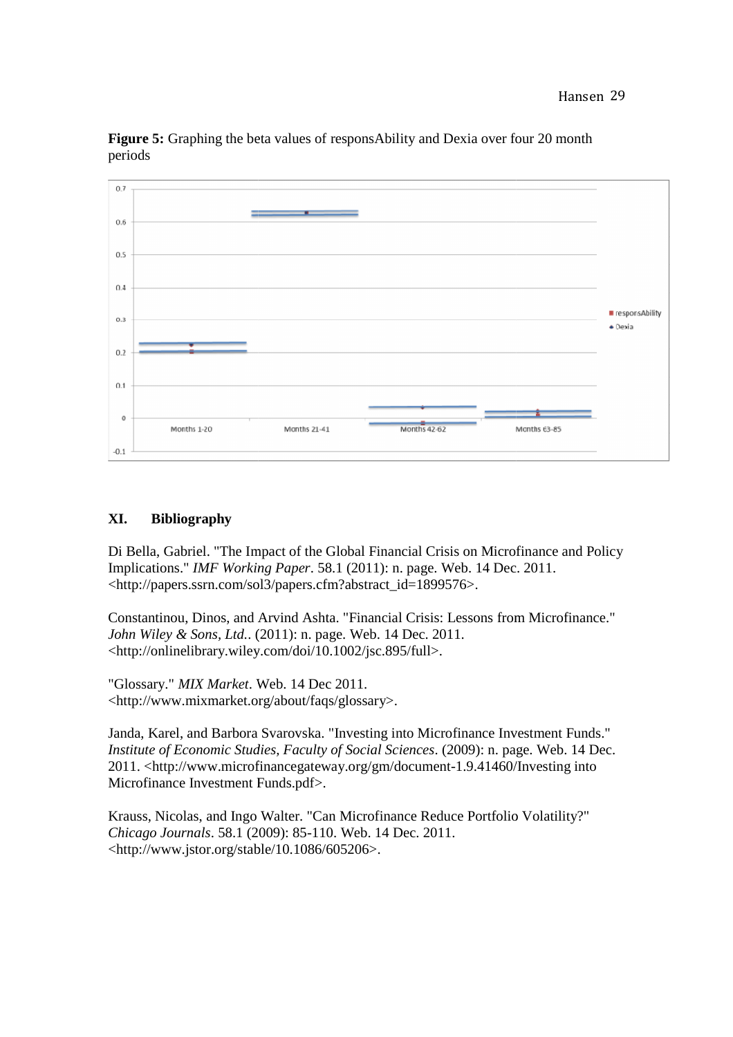**Figure 5:** Graphing the beta values of responsAbility and Dexia over four 20 month periods

## XI. Bibliography

Di Bella, Gabriel. "The Impact of the Global Financial Crisis on Microfinance and Policy Implications." *IMF Working Paper*. 58.1 (2011): n. page. Web. 14 Dec. 2011. <http://papers.ssrn.com/sol3/papers.cfm?abstract_id=1899576>.

Constantinou, Dinos, and Arvind Ashta. "Financial Crisis: Lessons from Microfinance." *John Wiley & Sons, Ltd.*. (2011): n. page. Web. 14 Dec. 2011. <http://onlinelibrary.wiley.com/doi/10.1002/jsc.895/full>.

"Glossary." *MIX Market*. Web. 14 Dec 2011. <http://www.mixmarket.org/about/faqs/glossary>.

Janda, Karel, and Barbora Svarovska. "Investing into Microfinance Investment Funds." *Institute of Economic Studies, Faculty of Social Sciences*. (2009): n. page. Web. 14 Dec. 2011. <http://www.microfinancegateway.org/gm/document-1.9.41460/Investing into Microfinance Investment Funds.pdf>.

Krauss, Nicolas, and Ingo Walter. "Can Microfinance Reduce Portfolio Volatility?" *Chicago Journals*. 58.1 (2009): 85-110. Web. 14 Dec. 2011. <http://www.jstor.org/stable/10.1086/605206>.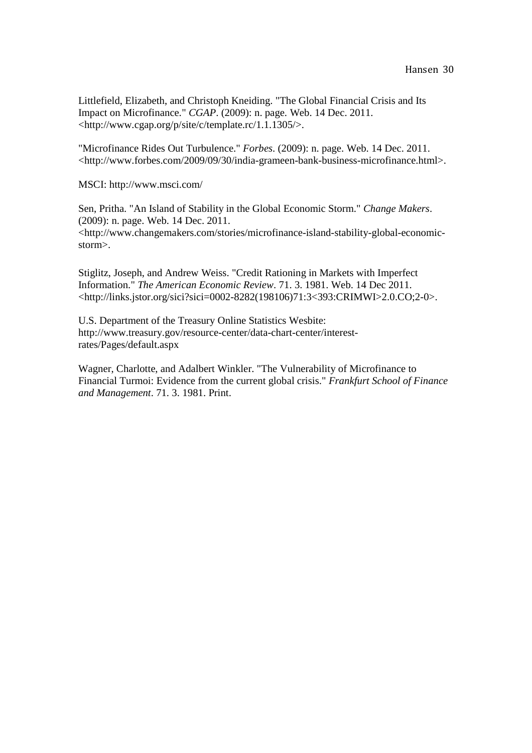Littlefield, Elizabeth, and Christoph Kneiding. "The Global Financial Crisis and Its Impact on Microfinance." *CGAP*. (2009): n. page. Web. 14 Dec. 2011. <http://www.cgap.org/p/site/c/template.rc/1.1.1305/>.

"Microfinance Rides Out Turbulence." *Forbes*. (2009): n. page. Web. 14 Dec. 2011. <http://www.forbes.com/2009/09/30/india-grameen-bank-business-microfinance.html>.

MSCI: http://www.msci.com/

Sen, Pritha. "An Island of Stability in the Global Economic Storm." *Change Makers*. (2009): n. page. Web. 14 Dec. 2011. <http://www.changemakers.com/stories/microfinance-island-stability-global-economic-storm>.

Stiglitz, Joseph, and Andrew Weiss. "Credit Rationing in Markets with Imperfect Information." *The American Economic Review*. 71. 3. 1981. Web. 14 Dec 2011. <http://links.jstor.org/sici?sici=0002-8282(198106)71:3<393:CRIMWI>2.0.CO;2-0>.

U.S. Department of the Treasury Online Statistics Wesbite: http://www.treasury.gov/resource-center/data-chart-center/interest-rates/Pages/default.aspx

Wagner, Charlotte, and Adalbert Winkler. "The Vulnerability of Microfinance to Financial Turmoi: Evidence from the current global crisis." *Frankfurt School of Finance and Management*. 71. 3. 1981. Print.